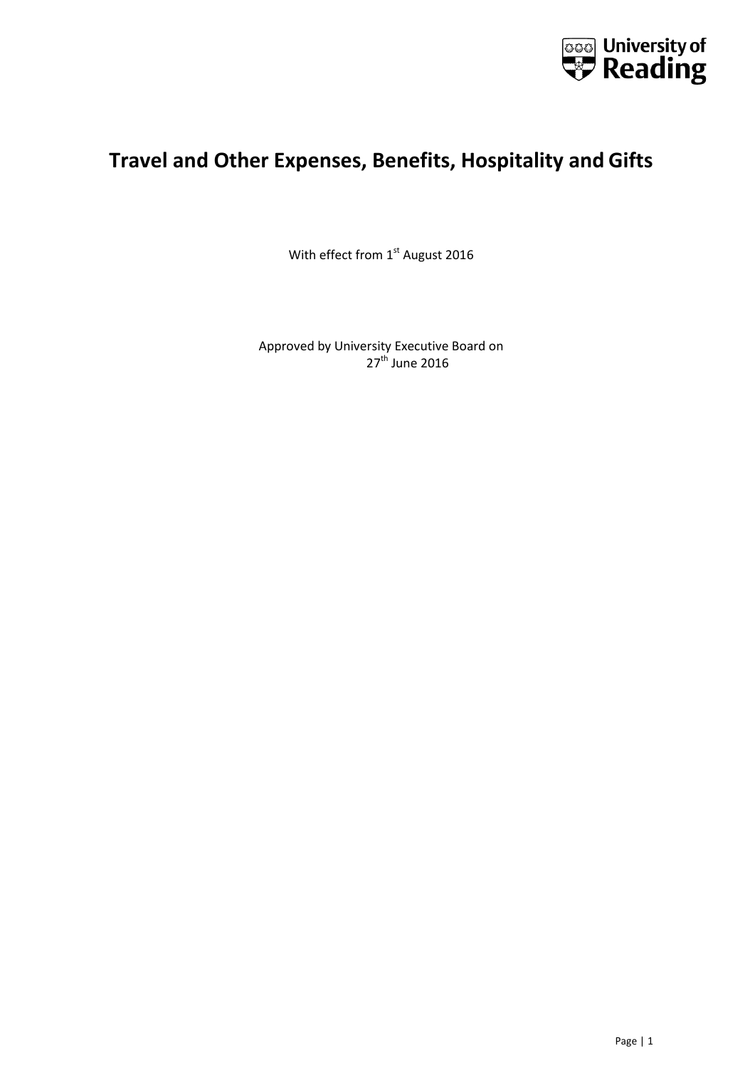University of Reading

# Travel and Other Expenses, Benefits, Hospitality and Gifts

With effect from 1st August 2016

Approved by University Executive Board on 27th June 2016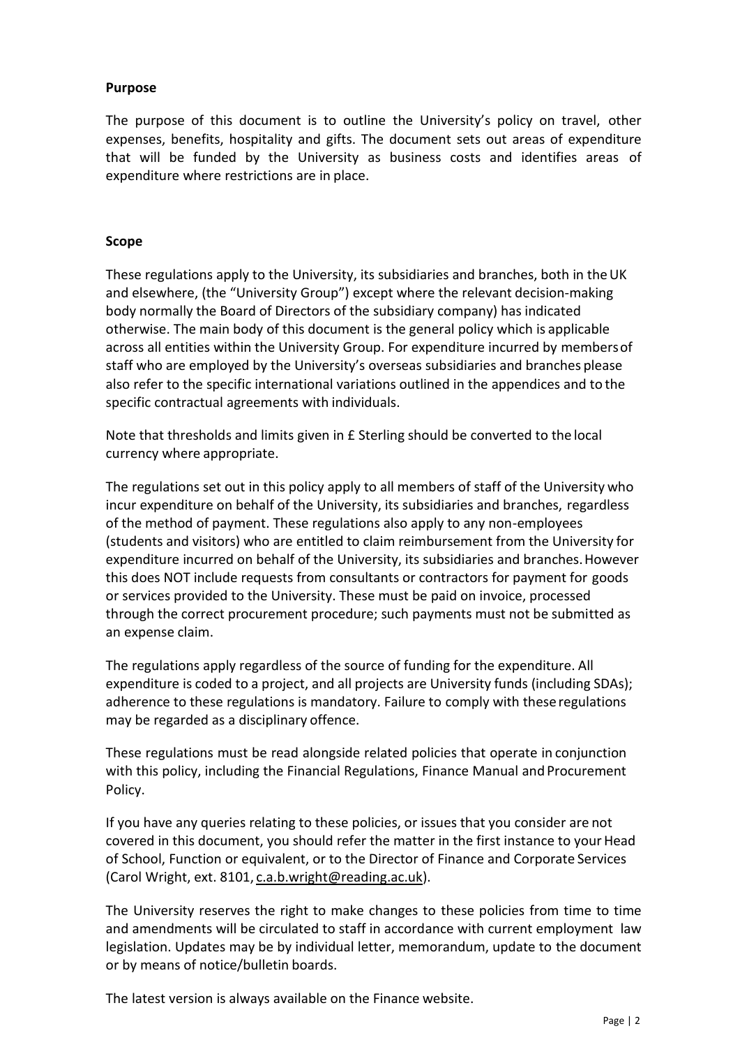**Purpose**

The purpose of this document is to outline the University's policy on travel, other expenses, benefits, hospitality and gifts. The document sets out areas of expenditure that will be funded by the University as business costs and identifies areas of expenditure where restrictions are in place.

**Scope**

These regulations apply to the University, its subsidiaries and branches, both in the UK and elsewhere, (the "University Group") except where the relevant decision-making body normally the Board of Directors of the subsidiary company) has indicated otherwise. The main body of this document is the general policy which is applicable across all entities within the University Group. For expenditure incurred by members of staff who are employed by the University's overseas subsidiaries and branches please also refer to the specific international variations outlined in the appendices and to the specific contractual agreements with individuals.

Note that thresholds and limits given in £ Sterling should be converted to the local currency where appropriate.

The regulations set out in this policy apply to all members of staff of the University who incur expenditure on behalf of the University, its subsidiaries and branches, regardless of the method of payment. These regulations also apply to any non-employees (students and visitors) who are entitled to claim reimbursement from the University for expenditure incurred on behalf of the University, its subsidiaries and branches. However this does NOT include requests from consultants or contractors for payment for goods or services provided to the University. These must be paid on invoice, processed through the correct procurement procedure; such payments must not be submitted as an expense claim.

The regulations apply regardless of the source of funding for the expenditure. All expenditure is coded to a project, and all projects are University funds (including SDAs); adherence to these regulations is mandatory. Failure to comply with these regulations may be regarded as a disciplinary offence.

These regulations must be read alongside related policies that operate in conjunction with this policy, including the Financial Regulations, Finance Manual and Procurement Policy.

If you have any queries relating to these policies, or issues that you consider are not covered in this document, you should refer the matter in the first instance to your Head of School, Function or equivalent, or to the Director of Finance and Corporate Services (Carol Wright, ext. 8101, c.a.b.wright@reading.ac.uk).

The University reserves the right to make changes to these policies from time to time and amendments will be circulated to staff in accordance with current employment law legislation. Updates may be by individual letter, memorandum, update to the document or by means of notice/bulletin boards.

The latest version is always available on the Finance website.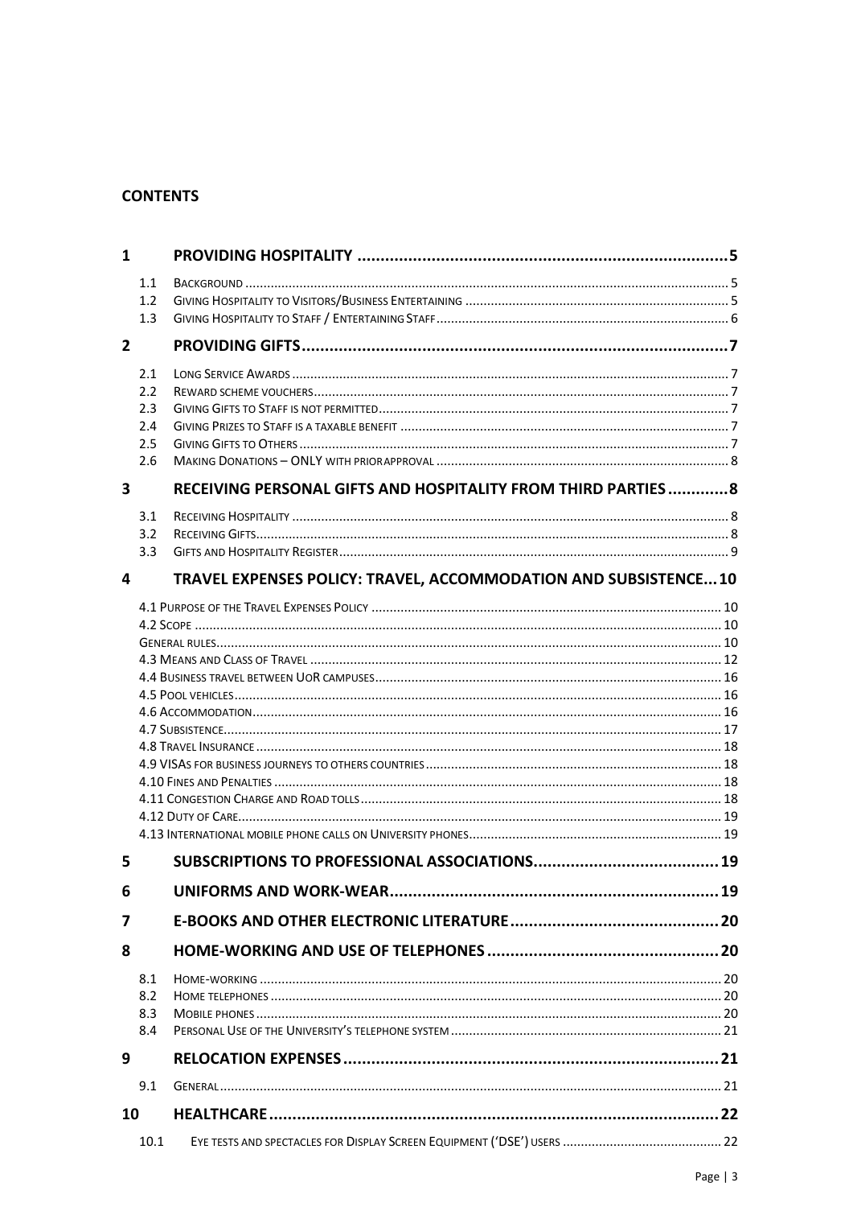**CONTENTS**

**1 PROVIDING HOSPITALITY ... 5**

- 1.1 Background ... 5
- 1.2 Giving Hospitality to Visitors/Business Entertaining ... 5
- 1.3 Giving Hospitality to Staff / Entertaining Staff ... 6

**2 PROVIDING GIFTS ... 7**

- 2.1 Long Service Awards ... 7
- 2.2 Reward scheme vouchers ... 7
- 2.3 Giving Gifts to Staff is not permitted ... 7
- 2.4 Giving Prizes to Staff is a taxable benefit ... 7
- 2.5 Giving Gifts to Others ... 7
- 2.6 Making Donations – ONLY with prior approval ... 8

**3 RECEIVING PERSONAL GIFTS AND HOSPITALITY FROM THIRD PARTIES ... 8**

- 3.1 Receiving Hospitality ... 8
- 3.2 Receiving Gifts ... 8
- 3.3 Gifts and Hospitality Register ... 9

**4 TRAVEL EXPENSES POLICY: TRAVEL, ACCOMMODATION AND SUBSISTENCE ... 10**

- 4.1 Purpose of the Travel Expenses Policy ... 10
- 4.2 Scope ... 10
- General rules ... 10
- 4.3 Means and Class of Travel ... 12
- 4.4 Business travel between UoR campuses ... 16
- 4.5 Pool vehicles ... 16
- 4.6 Accommodation ... 16
- 4.7 Subsistence ... 17
- 4.8 Travel Insurance ... 18
- 4.9 VISAs for business journeys to others countries ... 18
- 4.10 Fines and Penalties ... 18
- 4.11 Congestion Charge and Road tolls ... 18
- 4.12 Duty of Care ... 19
- 4.13 International mobile phone calls on University phones ... 19

**5 SUBSCRIPTIONS TO PROFESSIONAL ASSOCIATIONS ... 19**

**6 UNIFORMS AND WORK-WEAR ... 19**

**7 E-BOOKS AND OTHER ELECTRONIC LITERATURE ... 20**

**8 HOME-WORKING AND USE OF TELEPHONES ... 20**

- 8.1 Home-working ... 20
- 8.2 Home telephones ... 20
- 8.3 Mobile phones ... 20
- 8.4 Personal Use of the University's telephone system ... 21

**9 RELOCATION EXPENSES ... 21**

- 9.1 General ... 21

**10 HEALTHCARE ... 22**

- 10.1 Eye tests and spectacles for Display Screen Equipment ('DSE') users ... 22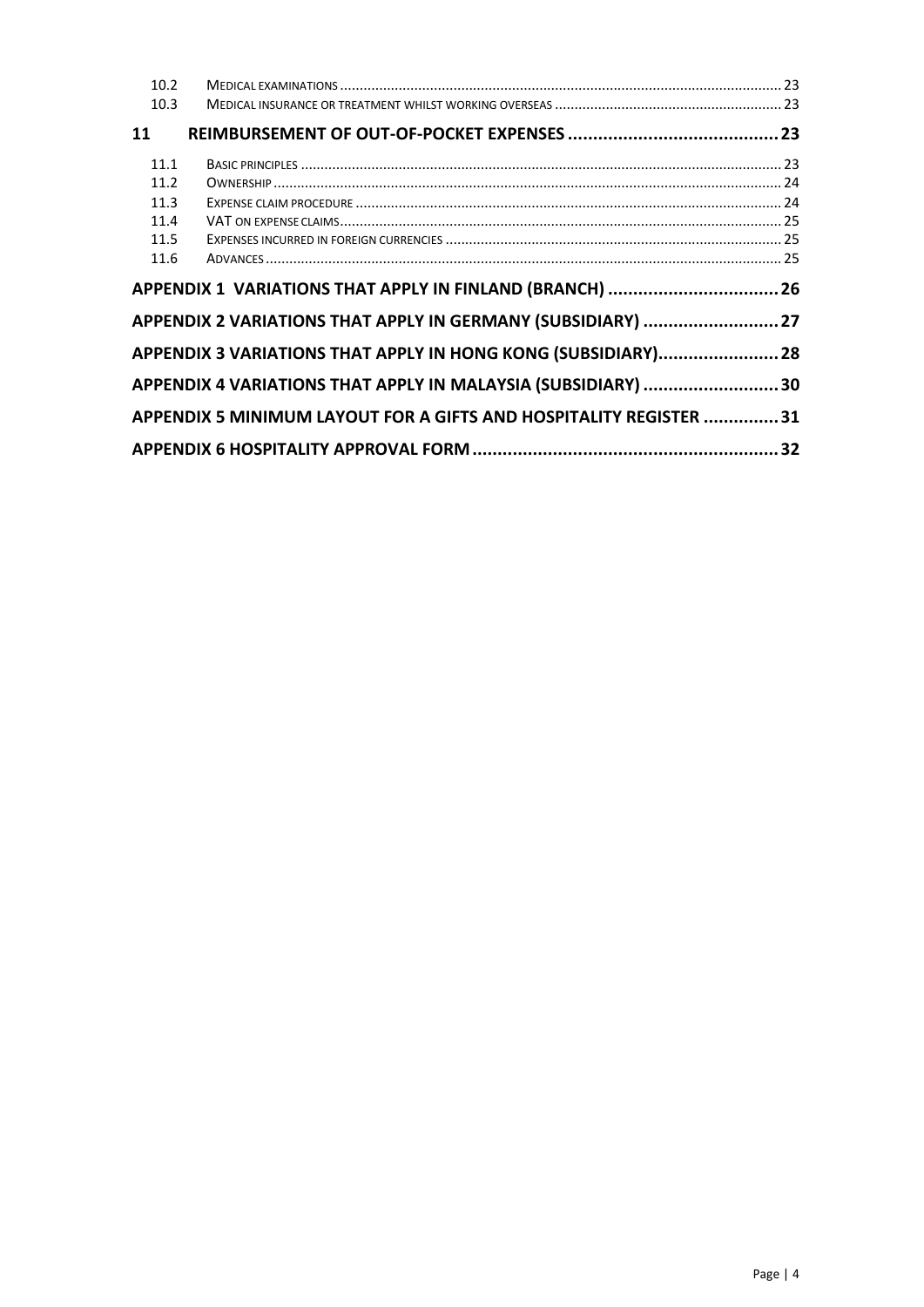| | | |
|---|---|---|
| 10.2 | MEDICAL EXAMINATIONS | 23 |
| 10.3 | MEDICAL INSURANCE OR TREATMENT WHILST WORKING OVERSEAS | 23 |
| **11** | **REIMBURSEMENT OF OUT-OF-POCKET EXPENSES** | **23** |
| 11.1 | BASIC PRINCIPLES | 23 |
| 11.2 | OWNERSHIP | 24 |
| 11.3 | EXPENSE CLAIM PROCEDURE | 24 |
| 11.4 | VAT ON EXPENSE CLAIMS | 25 |
| 11.5 | EXPENSES INCURRED IN FOREIGN CURRENCIES | 25 |
| 11.6 | ADVANCES | 25 |
| **APPENDIX 1 VARIATIONS THAT APPLY IN FINLAND (BRANCH)** | | **26** |
| **APPENDIX 2 VARIATIONS THAT APPLY IN GERMANY (SUBSIDIARY)** | | **27** |
| **APPENDIX 3 VARIATIONS THAT APPLY IN HONG KONG (SUBSIDIARY)** | | **28** |
| **APPENDIX 4 VARIATIONS THAT APPLY IN MALAYSIA (SUBSIDIARY)** | | **30** |
| **APPENDIX 5 MINIMUM LAYOUT FOR A GIFTS AND HOSPITALITY REGISTER** | | **31** |
| **APPENDIX 6 HOSPITALITY APPROVAL FORM** | | **32** |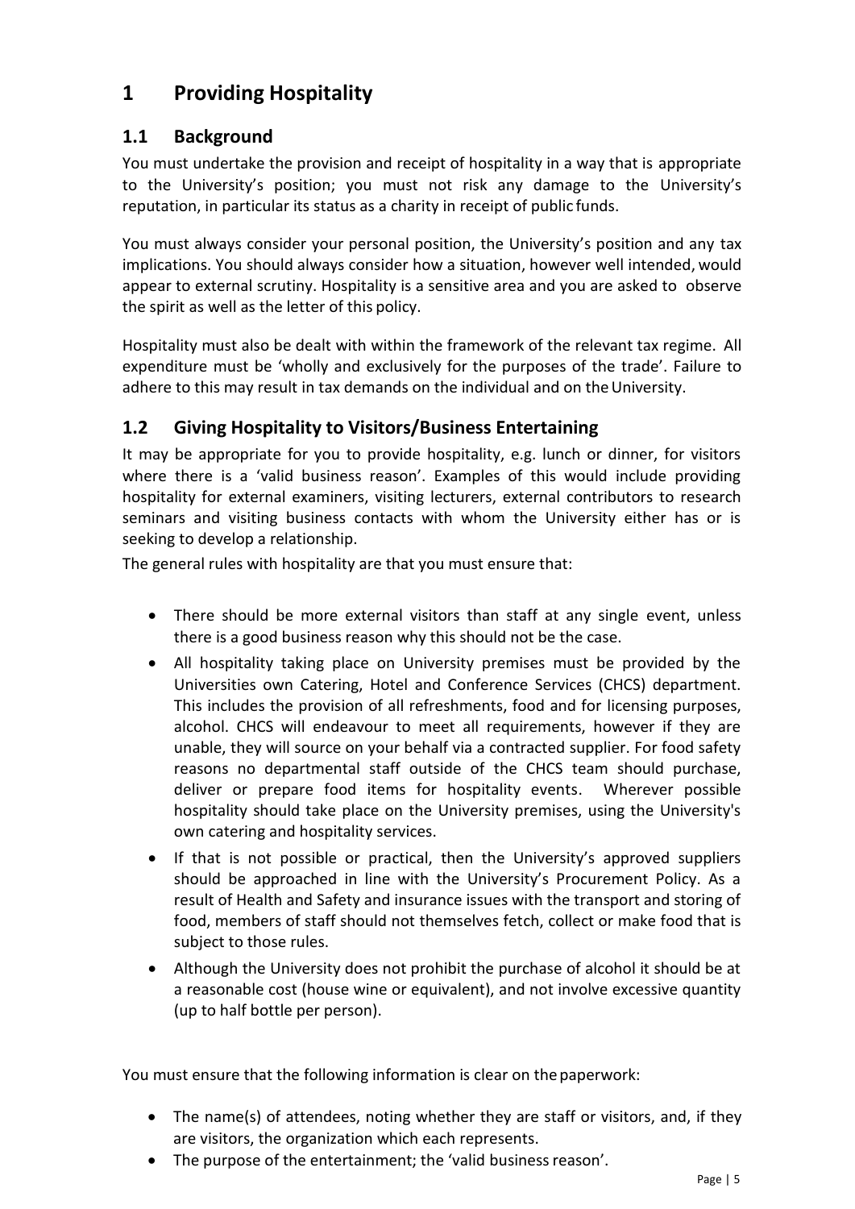# 1 Providing Hospitality

## 1.1 Background

You must undertake the provision and receipt of hospitality in a way that is appropriate to the University's position; you must not risk any damage to the University's reputation, in particular its status as a charity in receipt of public funds.

You must always consider your personal position, the University's position and any tax implications. You should always consider how a situation, however well intended, would appear to external scrutiny. Hospitality is a sensitive area and you are asked to observe the spirit as well as the letter of this policy.

Hospitality must also be dealt with within the framework of the relevant tax regime. All expenditure must be 'wholly and exclusively for the purposes of the trade'. Failure to adhere to this may result in tax demands on the individual and on the University.

## 1.2 Giving Hospitality to Visitors/Business Entertaining

It may be appropriate for you to provide hospitality, e.g. lunch or dinner, for visitors where there is a 'valid business reason'. Examples of this would include providing hospitality for external examiners, visiting lecturers, external contributors to research seminars and visiting business contacts with whom the University either has or is seeking to develop a relationship.

The general rules with hospitality are that you must ensure that:

- There should be more external visitors than staff at any single event, unless there is a good business reason why this should not be the case.
- All hospitality taking place on University premises must be provided by the Universities own Catering, Hotel and Conference Services (CHCS) department. This includes the provision of all refreshments, food and for licensing purposes, alcohol. CHCS will endeavour to meet all requirements, however if they are unable, they will source on your behalf via a contracted supplier. For food safety reasons no departmental staff outside of the CHCS team should purchase, deliver or prepare food items for hospitality events. Wherever possible hospitality should take place on the University premises, using the University's own catering and hospitality services.
- If that is not possible or practical, then the University's approved suppliers should be approached in line with the University's Procurement Policy. As a result of Health and Safety and insurance issues with the transport and storing of food, members of staff should not themselves fetch, collect or make food that is subject to those rules.
- Although the University does not prohibit the purchase of alcohol it should be at a reasonable cost (house wine or equivalent), and not involve excessive quantity (up to half bottle per person).

You must ensure that the following information is clear on the paperwork:

- The name(s) of attendees, noting whether they are staff or visitors, and, if they are visitors, the organization which each represents.
- The purpose of the entertainment; the 'valid business reason'.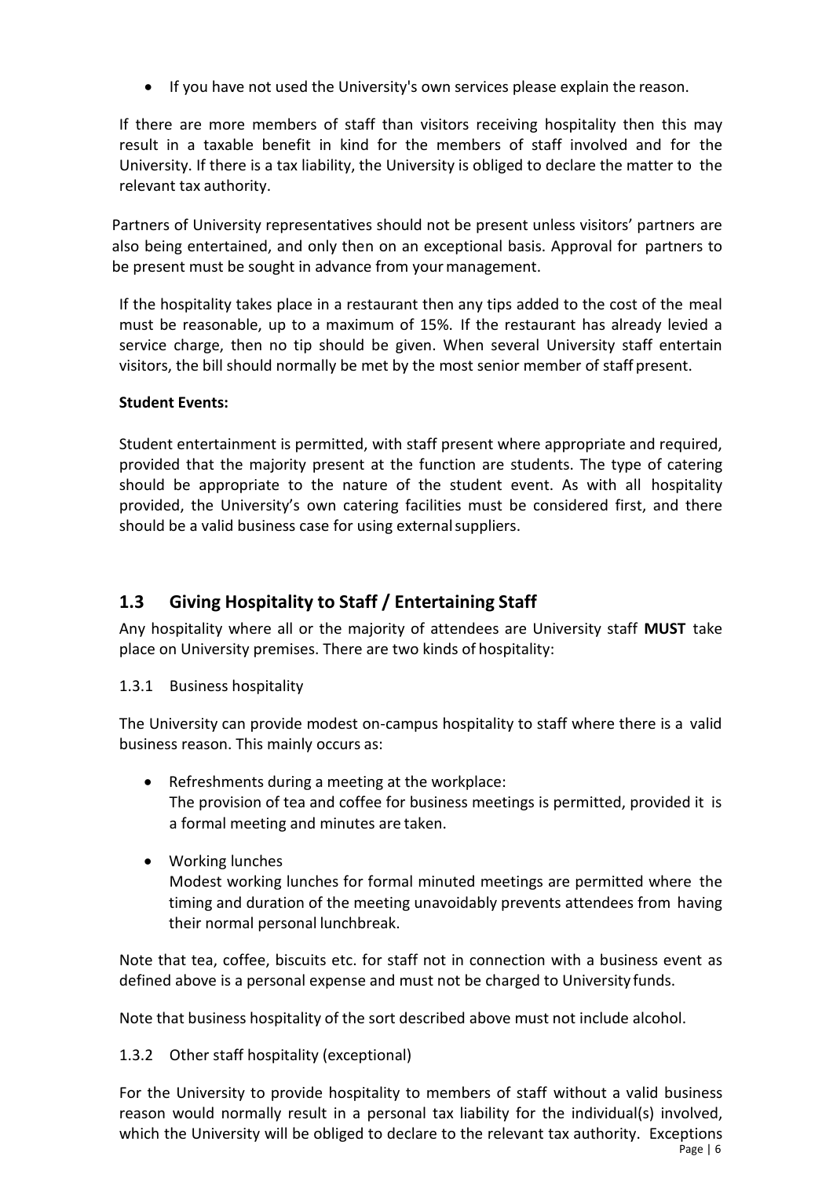- If you have not used the University's own services please explain the reason.

If there are more members of staff than visitors receiving hospitality then this may result in a taxable benefit in kind for the members of staff involved and for the University. If there is a tax liability, the University is obliged to declare the matter to the relevant tax authority.

Partners of University representatives should not be present unless visitors' partners are also being entertained, and only then on an exceptional basis. Approval for partners to be present must be sought in advance from your management.

If the hospitality takes place in a restaurant then any tips added to the cost of the meal must be reasonable, up to a maximum of 15%. If the restaurant has already levied a service charge, then no tip should be given. When several University staff entertain visitors, the bill should normally be met by the most senior member of staff present.

**Student Events:**

Student entertainment is permitted, with staff present where appropriate and required, provided that the majority present at the function are students. The type of catering should be appropriate to the nature of the student event. As with all hospitality provided, the University's own catering facilities must be considered first, and there should be a valid business case for using external suppliers.

## 1.3 Giving Hospitality to Staff / Entertaining Staff

Any hospitality where all or the majority of attendees are University staff **MUST** take place on University premises. There are two kinds of hospitality:

1.3.1 Business hospitality

The University can provide modest on-campus hospitality to staff where there is a valid business reason. This mainly occurs as:

- Refreshments during a meeting at the workplace:
  The provision of tea and coffee for business meetings is permitted, provided it is a formal meeting and minutes are taken.

- Working lunches
  Modest working lunches for formal minuted meetings are permitted where the timing and duration of the meeting unavoidably prevents attendees from having their normal personal lunchbreak.

Note that tea, coffee, biscuits etc. for staff not in connection with a business event as defined above is a personal expense and must not be charged to University funds.

Note that business hospitality of the sort described above must not include alcohol.

1.3.2 Other staff hospitality (exceptional)

For the University to provide hospitality to members of staff without a valid business reason would normally result in a personal tax liability for the individual(s) involved, which the University will be obliged to declare to the relevant tax authority. Exceptions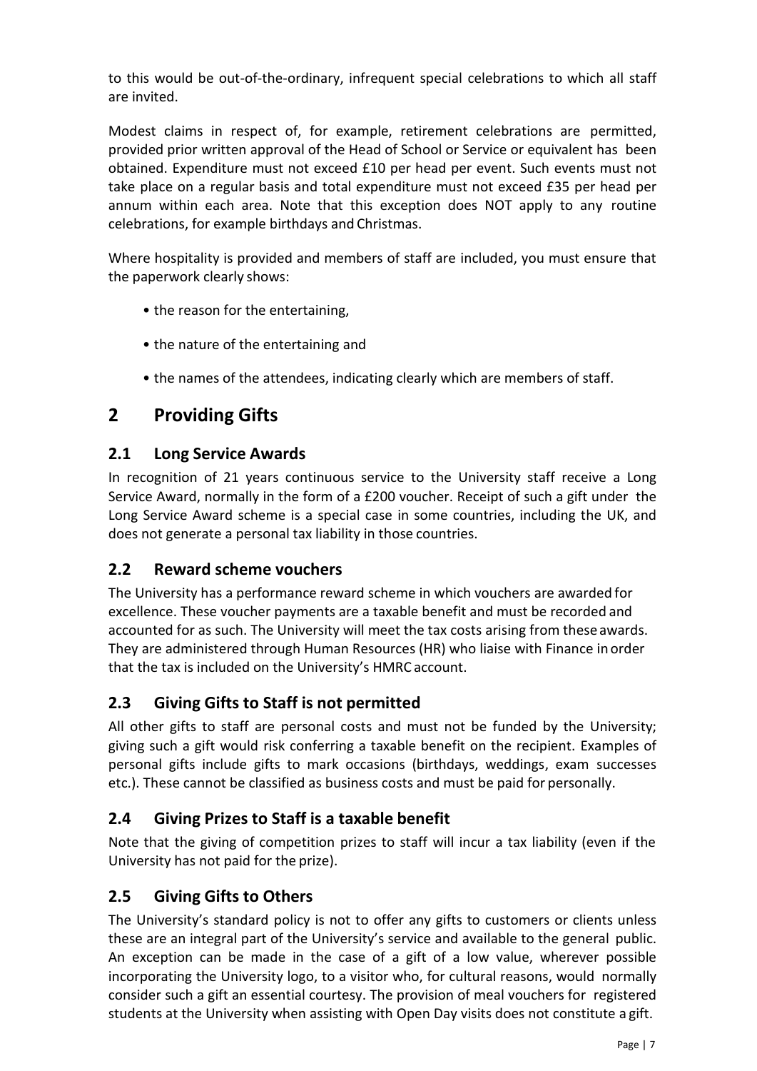to this would be out-of-the-ordinary, infrequent special celebrations to which all staff are invited.

Modest claims in respect of, for example, retirement celebrations are permitted, provided prior written approval of the Head of School or Service or equivalent has been obtained. Expenditure must not exceed £10 per head per event. Such events must not take place on a regular basis and total expenditure must not exceed £35 per head per annum within each area. Note that this exception does NOT apply to any routine celebrations, for example birthdays and Christmas.

Where hospitality is provided and members of staff are included, you must ensure that the paperwork clearly shows:

- the reason for the entertaining,
- the nature of the entertaining and
- the names of the attendees, indicating clearly which are members of staff.

# 2 Providing Gifts

## 2.1 Long Service Awards

In recognition of 21 years continuous service to the University staff receive a Long Service Award, normally in the form of a £200 voucher. Receipt of such a gift under the Long Service Award scheme is a special case in some countries, including the UK, and does not generate a personal tax liability in those countries.

## 2.2 Reward scheme vouchers

The University has a performance reward scheme in which vouchers are awarded for excellence. These voucher payments are a taxable benefit and must be recorded and accounted for as such. The University will meet the tax costs arising from these awards. They are administered through Human Resources (HR) who liaise with Finance in order that the tax is included on the University's HMRC account.

## 2.3 Giving Gifts to Staff is not permitted

All other gifts to staff are personal costs and must not be funded by the University; giving such a gift would risk conferring a taxable benefit on the recipient. Examples of personal gifts include gifts to mark occasions (birthdays, weddings, exam successes etc.). These cannot be classified as business costs and must be paid for personally.

## 2.4 Giving Prizes to Staff is a taxable benefit

Note that the giving of competition prizes to staff will incur a tax liability (even if the University has not paid for the prize).

## 2.5 Giving Gifts to Others

The University's standard policy is not to offer any gifts to customers or clients unless these are an integral part of the University's service and available to the general public. An exception can be made in the case of a gift of a low value, wherever possible incorporating the University logo, to a visitor who, for cultural reasons, would normally consider such a gift an essential courtesy. The provision of meal vouchers for registered students at the University when assisting with Open Day visits does not constitute a gift.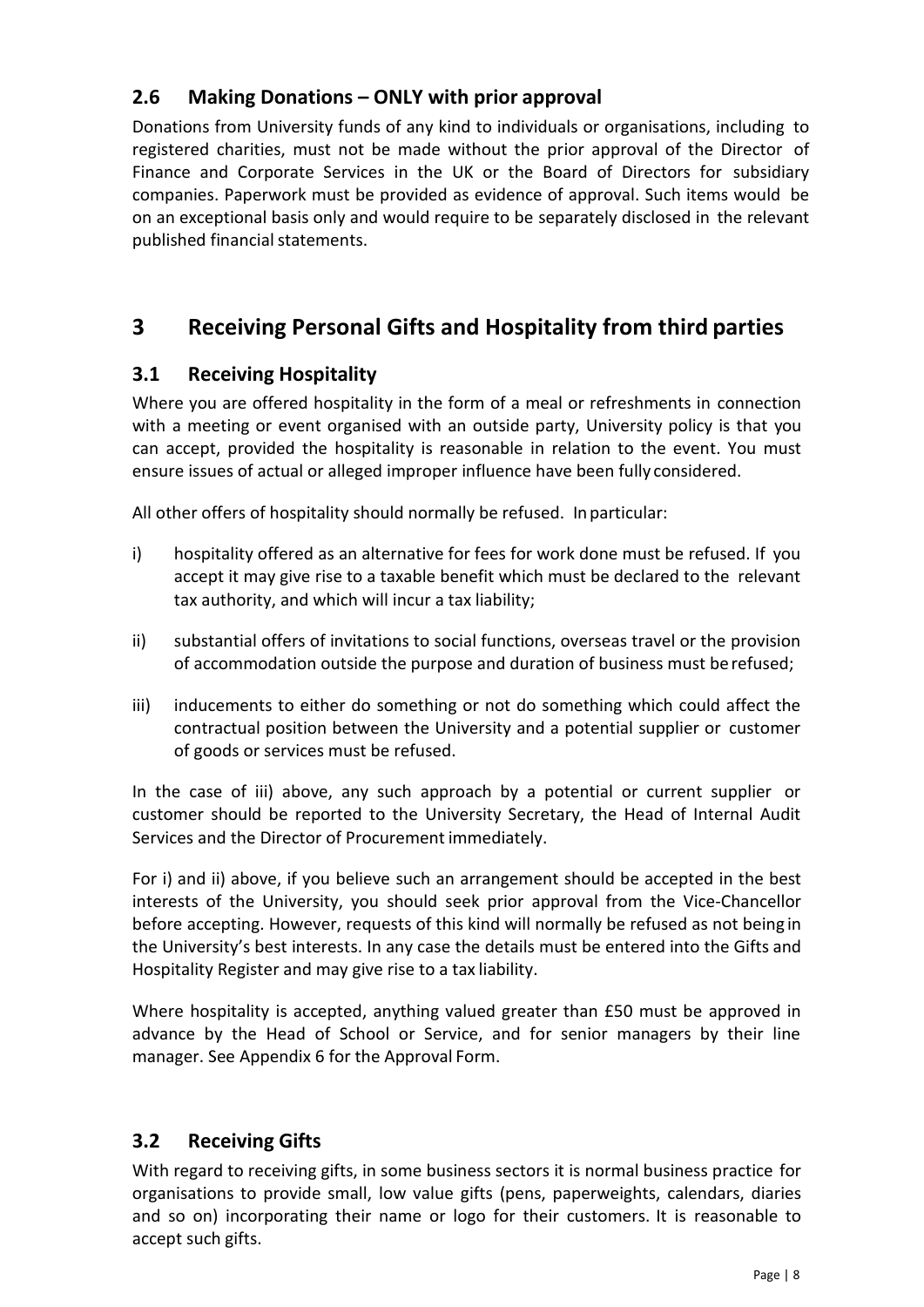### 2.6 Making Donations – ONLY with prior approval

Donations from University funds of any kind to individuals or organisations, including to registered charities, must not be made without the prior approval of the Director of Finance and Corporate Services in the UK or the Board of Directors for subsidiary companies. Paperwork must be provided as evidence of approval. Such items would be on an exceptional basis only and would require to be separately disclosed in the relevant published financial statements.

## 3 Receiving Personal Gifts and Hospitality from third parties

### 3.1 Receiving Hospitality

Where you are offered hospitality in the form of a meal or refreshments in connection with a meeting or event organised with an outside party, University policy is that you can accept, provided the hospitality is reasonable in relation to the event. You must ensure issues of actual or alleged improper influence have been fully considered.

All other offers of hospitality should normally be refused. In particular:

i) hospitality offered as an alternative for fees for work done must be refused. If you accept it may give rise to a taxable benefit which must be declared to the relevant tax authority, and which will incur a tax liability;

ii) substantial offers of invitations to social functions, overseas travel or the provision of accommodation outside the purpose and duration of business must be refused;

iii) inducements to either do something or not do something which could affect the contractual position between the University and a potential supplier or customer of goods or services must be refused.

In the case of iii) above, any such approach by a potential or current supplier or customer should be reported to the University Secretary, the Head of Internal Audit Services and the Director of Procurement immediately.

For i) and ii) above, if you believe such an arrangement should be accepted in the best interests of the University, you should seek prior approval from the Vice-Chancellor before accepting. However, requests of this kind will normally be refused as not being in the University's best interests. In any case the details must be entered into the Gifts and Hospitality Register and may give rise to a tax liability.

Where hospitality is accepted, anything valued greater than £50 must be approved in advance by the Head of School or Service, and for senior managers by their line manager. See Appendix 6 for the Approval Form.

### 3.2 Receiving Gifts

With regard to receiving gifts, in some business sectors it is normal business practice for organisations to provide small, low value gifts (pens, paperweights, calendars, diaries and so on) incorporating their name or logo for their customers. It is reasonable to accept such gifts.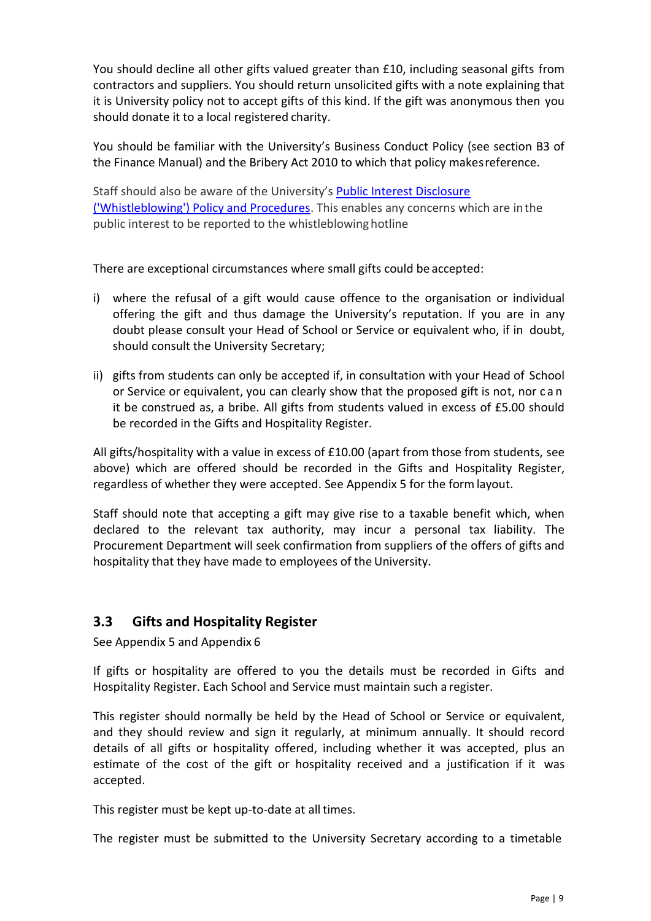You should decline all other gifts valued greater than £10, including seasonal gifts from contractors and suppliers. You should return unsolicited gifts with a note explaining that it is University policy not to accept gifts of this kind. If the gift was anonymous then you should donate it to a local registered charity.

You should be familiar with the University's Business Conduct Policy (see section B3 of the Finance Manual) and the Bribery Act 2010 to which that policy makes reference.

Staff should also be aware of the University's [Public Interest Disclosure ('Whistleblowing') Policy and Procedures](). This enables any concerns which are in the public interest to be reported to the whistleblowing hotline

There are exceptional circumstances where small gifts could be accepted:

i) where the refusal of a gift would cause offence to the organisation or individual offering the gift and thus damage the University's reputation. If you are in any doubt please consult your Head of School or Service or equivalent who, if in doubt, should consult the University Secretary;

ii) gifts from students can only be accepted if, in consultation with your Head of School or Service or equivalent, you can clearly show that the proposed gift is not, nor can it be construed as, a bribe. All gifts from students valued in excess of £5.00 should be recorded in the Gifts and Hospitality Register.

All gifts/hospitality with a value in excess of £10.00 (apart from those from students, see above) which are offered should be recorded in the Gifts and Hospitality Register, regardless of whether they were accepted. See Appendix 5 for the form layout.

Staff should note that accepting a gift may give rise to a taxable benefit which, when declared to the relevant tax authority, may incur a personal tax liability. The Procurement Department will seek confirmation from suppliers of the offers of gifts and hospitality that they have made to employees of the University.

## 3.3 Gifts and Hospitality Register

See Appendix 5 and Appendix 6

If gifts or hospitality are offered to you the details must be recorded in Gifts and Hospitality Register. Each School and Service must maintain such a register.

This register should normally be held by the Head of School or Service or equivalent, and they should review and sign it regularly, at minimum annually. It should record details of all gifts or hospitality offered, including whether it was accepted, plus an estimate of the cost of the gift or hospitality received and a justification if it was accepted.

This register must be kept up-to-date at all times.

The register must be submitted to the University Secretary according to a timetable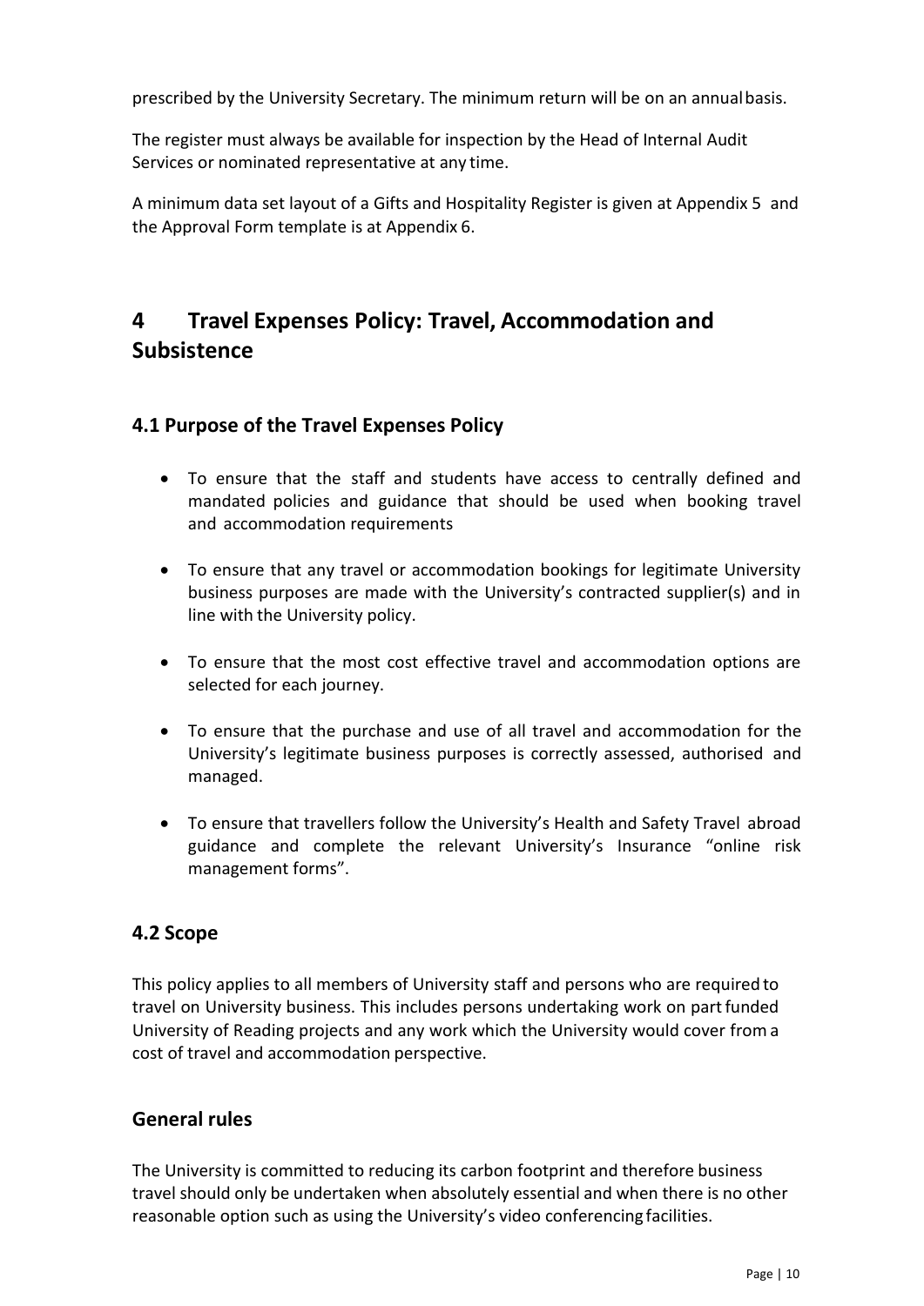prescribed by the University Secretary. The minimum return will be on an annual basis.

The register must always be available for inspection by the Head of Internal Audit Services or nominated representative at any time.

A minimum data set layout of a Gifts and Hospitality Register is given at Appendix 5 and the Approval Form template is at Appendix 6.

# 4 Travel Expenses Policy: Travel, Accommodation and Subsistence

## 4.1 Purpose of the Travel Expenses Policy

- To ensure that the staff and students have access to centrally defined and mandated policies and guidance that should be used when booking travel and accommodation requirements
- To ensure that any travel or accommodation bookings for legitimate University business purposes are made with the University's contracted supplier(s) and in line with the University policy.
- To ensure that the most cost effective travel and accommodation options are selected for each journey.
- To ensure that the purchase and use of all travel and accommodation for the University's legitimate business purposes is correctly assessed, authorised and managed.
- To ensure that travellers follow the University's Health and Safety Travel abroad guidance and complete the relevant University's Insurance "online risk management forms".

## 4.2 Scope

This policy applies to all members of University staff and persons who are required to travel on University business. This includes persons undertaking work on part funded University of Reading projects and any work which the University would cover from a cost of travel and accommodation perspective.

## General rules

The University is committed to reducing its carbon footprint and therefore business travel should only be undertaken when absolutely essential and when there is no other reasonable option such as using the University's video conferencing facilities.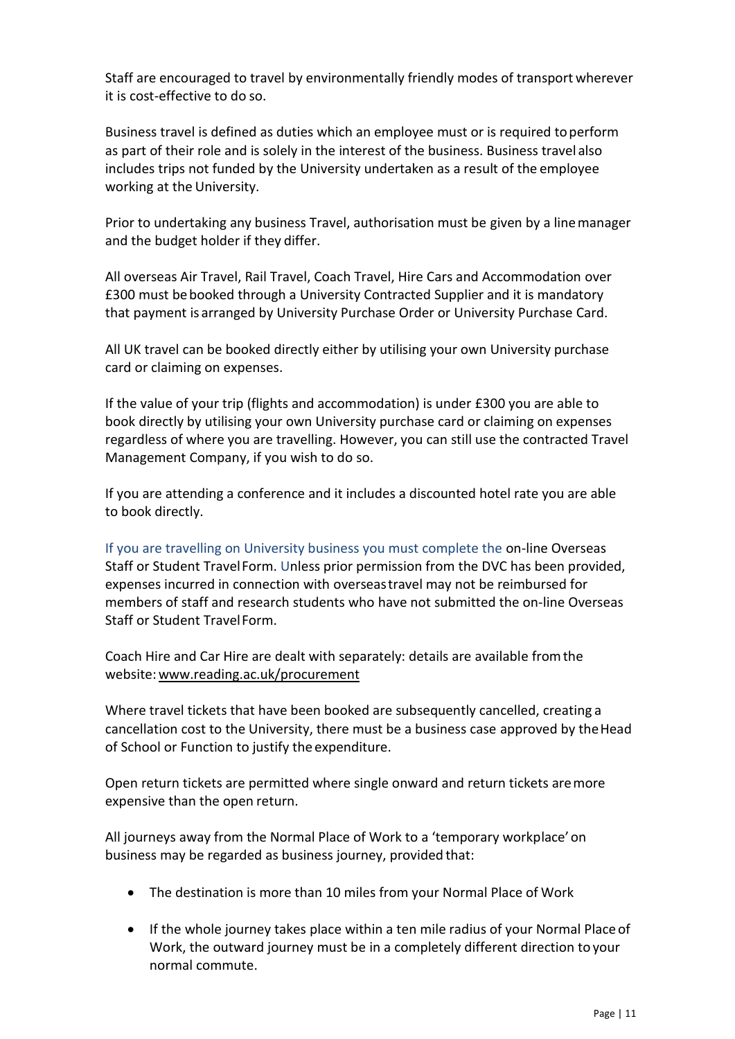Staff are encouraged to travel by environmentally friendly modes of transport wherever it is cost-effective to do so.

Business travel is defined as duties which an employee must or is required to perform as part of their role and is solely in the interest of the business. Business travel also includes trips not funded by the University undertaken as a result of the employee working at the University.

Prior to undertaking any business Travel, authorisation must be given by a line manager and the budget holder if they differ.

All overseas Air Travel, Rail Travel, Coach Travel, Hire Cars and Accommodation over £300 must be booked through a University Contracted Supplier and it is mandatory that payment is arranged by University Purchase Order or University Purchase Card.

All UK travel can be booked directly either by utilising your own University purchase card or claiming on expenses.

If the value of your trip (flights and accommodation) is under £300 you are able to book directly by utilising your own University purchase card or claiming on expenses regardless of where you are travelling. However, you can still use the contracted Travel Management Company, if you wish to do so.

If you are attending a conference and it includes a discounted hotel rate you are able to book directly.

If you are travelling on University business you must complete the on-line Overseas Staff or Student Travel Form. Unless prior permission from the DVC has been provided, expenses incurred in connection with overseas travel may not be reimbursed for members of staff and research students who have not submitted the on-line Overseas Staff or Student Travel Form.

Coach Hire and Car Hire are dealt with separately: details are available from the website: www.reading.ac.uk/procurement

Where travel tickets that have been booked are subsequently cancelled, creating a cancellation cost to the University, there must be a business case approved by the Head of School or Function to justify the expenditure.

Open return tickets are permitted where single onward and return tickets are more expensive than the open return.

All journeys away from the Normal Place of Work to a 'temporary workplace' on business may be regarded as business journey, provided that:

- The destination is more than 10 miles from your Normal Place of Work
- If the whole journey takes place within a ten mile radius of your Normal Place of Work, the outward journey must be in a completely different direction to your normal commute.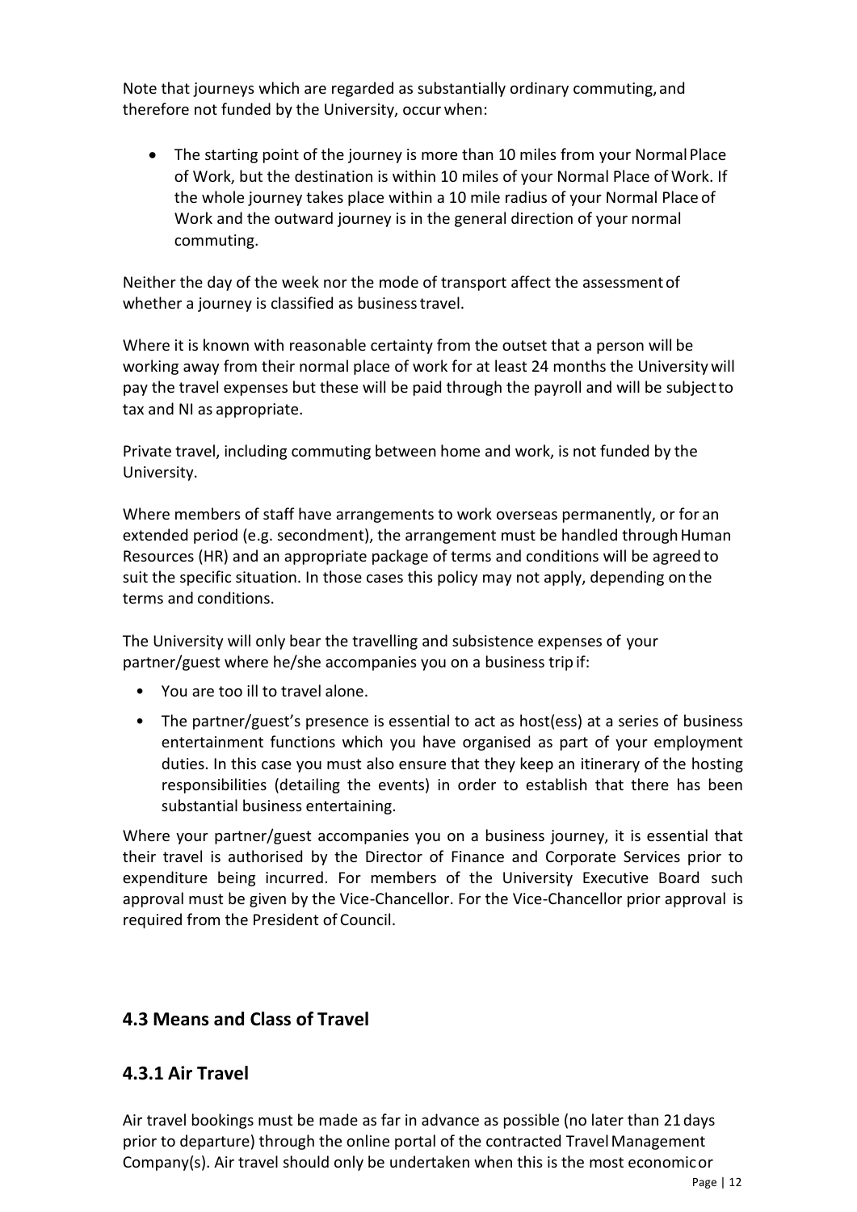Note that journeys which are regarded as substantially ordinary commuting, and therefore not funded by the University, occur when:

- The starting point of the journey is more than 10 miles from your Normal Place of Work, but the destination is within 10 miles of your Normal Place of Work. If the whole journey takes place within a 10 mile radius of your Normal Place of Work and the outward journey is in the general direction of your normal commuting.

Neither the day of the week nor the mode of transport affect the assessment of whether a journey is classified as business travel.

Where it is known with reasonable certainty from the outset that a person will be working away from their normal place of work for at least 24 months the University will pay the travel expenses but these will be paid through the payroll and will be subject to tax and NI as appropriate.

Private travel, including commuting between home and work, is not funded by the University.

Where members of staff have arrangements to work overseas permanently, or for an extended period (e.g. secondment), the arrangement must be handled through Human Resources (HR) and an appropriate package of terms and conditions will be agreed to suit the specific situation. In those cases this policy may not apply, depending on the terms and conditions.

The University will only bear the travelling and subsistence expenses of your partner/guest where he/she accompanies you on a business trip if:

- You are too ill to travel alone.
- The partner/guest's presence is essential to act as host(ess) at a series of business entertainment functions which you have organised as part of your employment duties. In this case you must also ensure that they keep an itinerary of the hosting responsibilities (detailing the events) in order to establish that there has been substantial business entertaining.

Where your partner/guest accompanies you on a business journey, it is essential that their travel is authorised by the Director of Finance and Corporate Services prior to expenditure being incurred. For members of the University Executive Board such approval must be given by the Vice-Chancellor. For the Vice-Chancellor prior approval is required from the President of Council.

## 4.3 Means and Class of Travel

### 4.3.1 Air Travel

Air travel bookings must be made as far in advance as possible (no later than 21 days prior to departure) through the online portal of the contracted Travel Management Company(s). Air travel should only be undertaken when this is the most economic or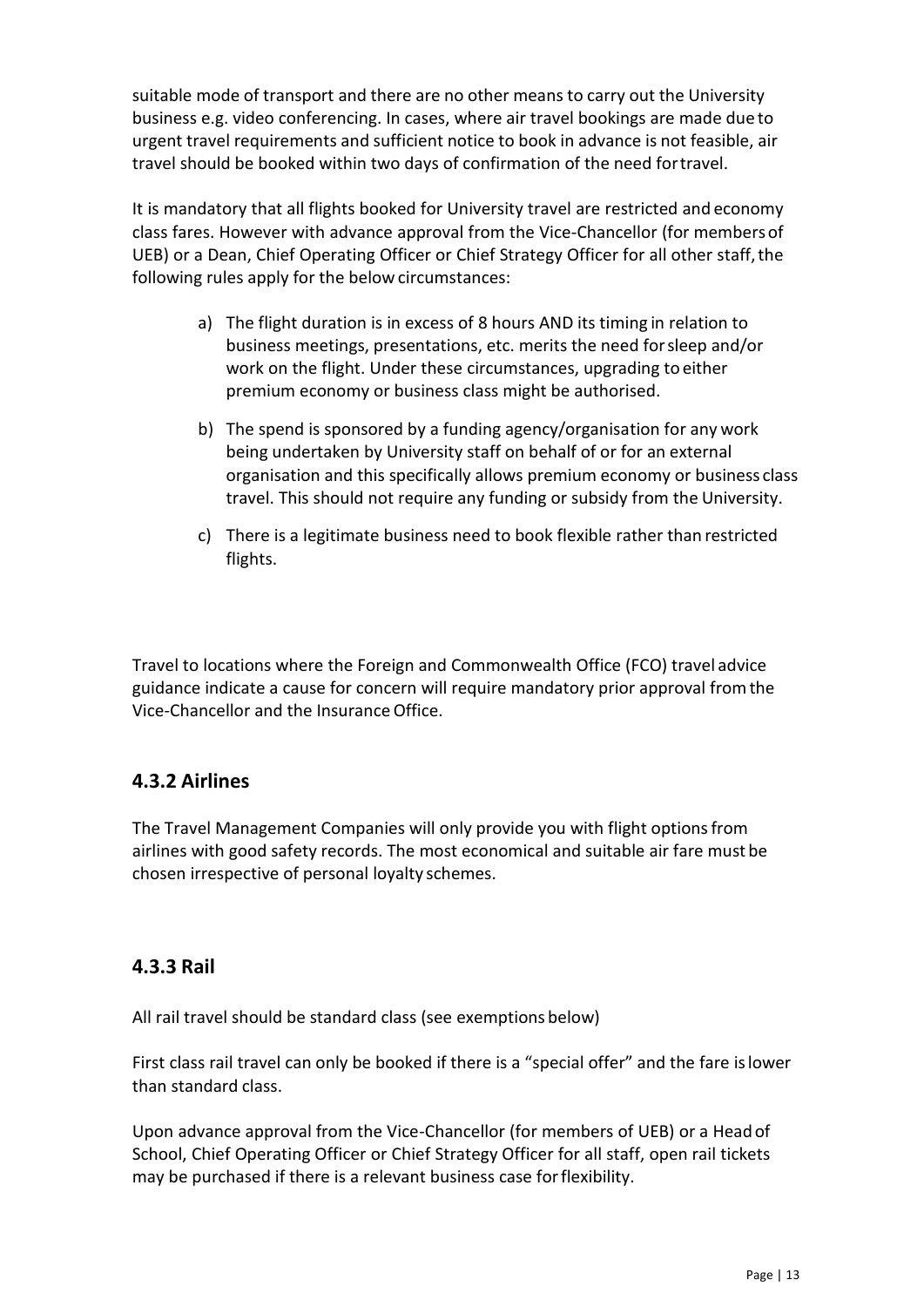suitable mode of transport and there are no other means to carry out the University business e.g. video conferencing. In cases, where air travel bookings are made due to urgent travel requirements and sufficient notice to book in advance is not feasible, air travel should be booked within two days of confirmation of the need for travel.

It is mandatory that all flights booked for University travel are restricted and economy class fares. However with advance approval from the Vice-Chancellor (for members of UEB) or a Dean, Chief Operating Officer or Chief Strategy Officer for all other staff, the following rules apply for the below circumstances:

a) The flight duration is in excess of 8 hours AND its timing in relation to business meetings, presentations, etc. merits the need for sleep and/or work on the flight. Under these circumstances, upgrading to either premium economy or business class might be authorised.

b) The spend is sponsored by a funding agency/organisation for any work being undertaken by University staff on behalf of or for an external organisation and this specifically allows premium economy or business class travel. This should not require any funding or subsidy from the University.

c) There is a legitimate business need to book flexible rather than restricted flights.

Travel to locations where the Foreign and Commonwealth Office (FCO) travel advice guidance indicate a cause for concern will require mandatory prior approval from the Vice-Chancellor and the Insurance Office.

## 4.3.2 Airlines

The Travel Management Companies will only provide you with flight options from airlines with good safety records. The most economical and suitable air fare must be chosen irrespective of personal loyalty schemes.

## 4.3.3 Rail

All rail travel should be standard class (see exemptions below)

First class rail travel can only be booked if there is a "special offer" and the fare is lower than standard class.

Upon advance approval from the Vice-Chancellor (for members of UEB) or a Head of School, Chief Operating Officer or Chief Strategy Officer for all staff, open rail tickets may be purchased if there is a relevant business case for flexibility.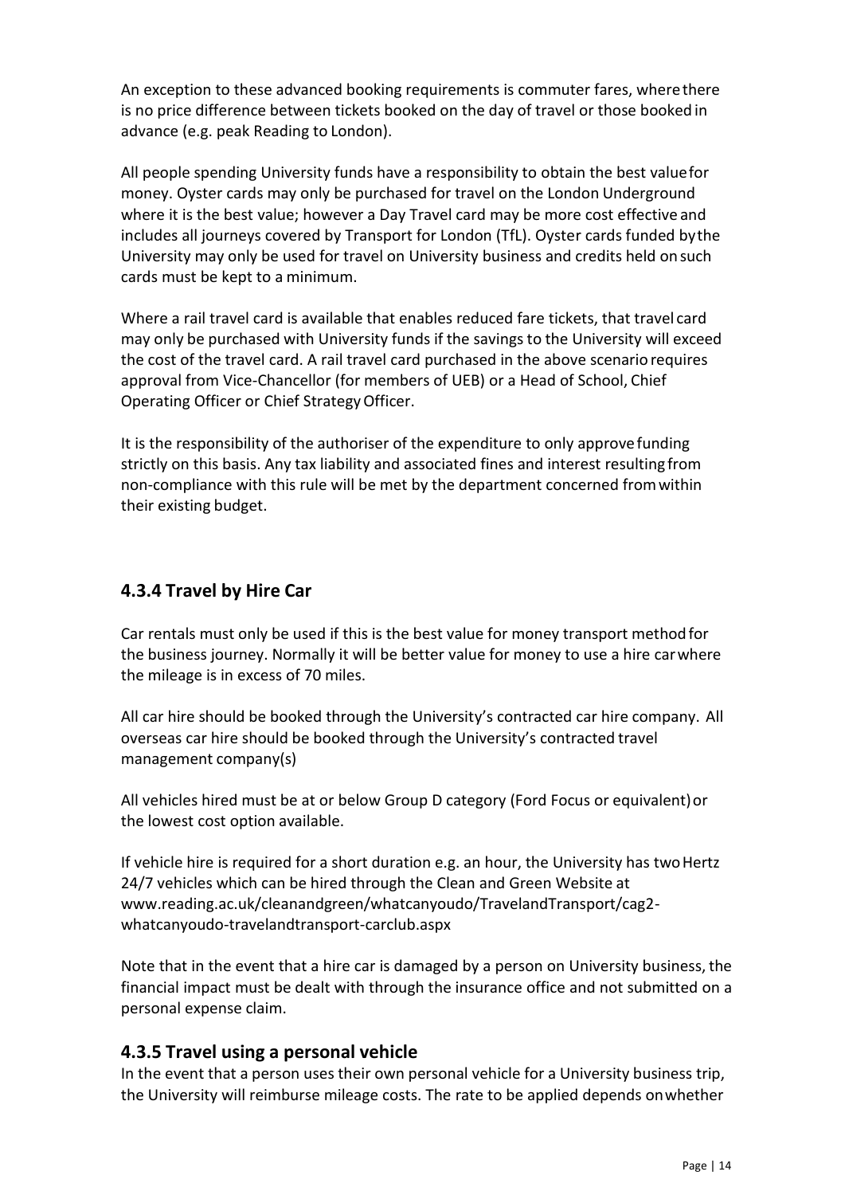An exception to these advanced booking requirements is commuter fares, where there is no price difference between tickets booked on the day of travel or those booked in advance (e.g. peak Reading to London).

All people spending University funds have a responsibility to obtain the best value for money. Oyster cards may only be purchased for travel on the London Underground where it is the best value; however a Day Travel card may be more cost effective and includes all journeys covered by Transport for London (TfL). Oyster cards funded by the University may only be used for travel on University business and credits held on such cards must be kept to a minimum.

Where a rail travel card is available that enables reduced fare tickets, that travel card may only be purchased with University funds if the savings to the University will exceed the cost of the travel card. A rail travel card purchased in the above scenario requires approval from Vice-Chancellor (for members of UEB) or a Head of School, Chief Operating Officer or Chief Strategy Officer.

It is the responsibility of the authoriser of the expenditure to only approve funding strictly on this basis. Any tax liability and associated fines and interest resulting from non-compliance with this rule will be met by the department concerned from within their existing budget.

### 4.3.4 Travel by Hire Car

Car rentals must only be used if this is the best value for money transport method for the business journey. Normally it will be better value for money to use a hire car where the mileage is in excess of 70 miles.

All car hire should be booked through the University's contracted car hire company. All overseas car hire should be booked through the University's contracted travel management company(s)

All vehicles hired must be at or below Group D category (Ford Focus or equivalent) or the lowest cost option available.

If vehicle hire is required for a short duration e.g. an hour, the University has two Hertz 24/7 vehicles which can be hired through the Clean and Green Website at www.reading.ac.uk/cleanandgreen/whatcanyoudo/TravelandTransport/cag2-whatcanyoudo-travelandtransport-carclub.aspx

Note that in the event that a hire car is damaged by a person on University business, the financial impact must be dealt with through the insurance office and not submitted on a personal expense claim.

### 4.3.5 Travel using a personal vehicle

In the event that a person uses their own personal vehicle for a University business trip, the University will reimburse mileage costs. The rate to be applied depends on whether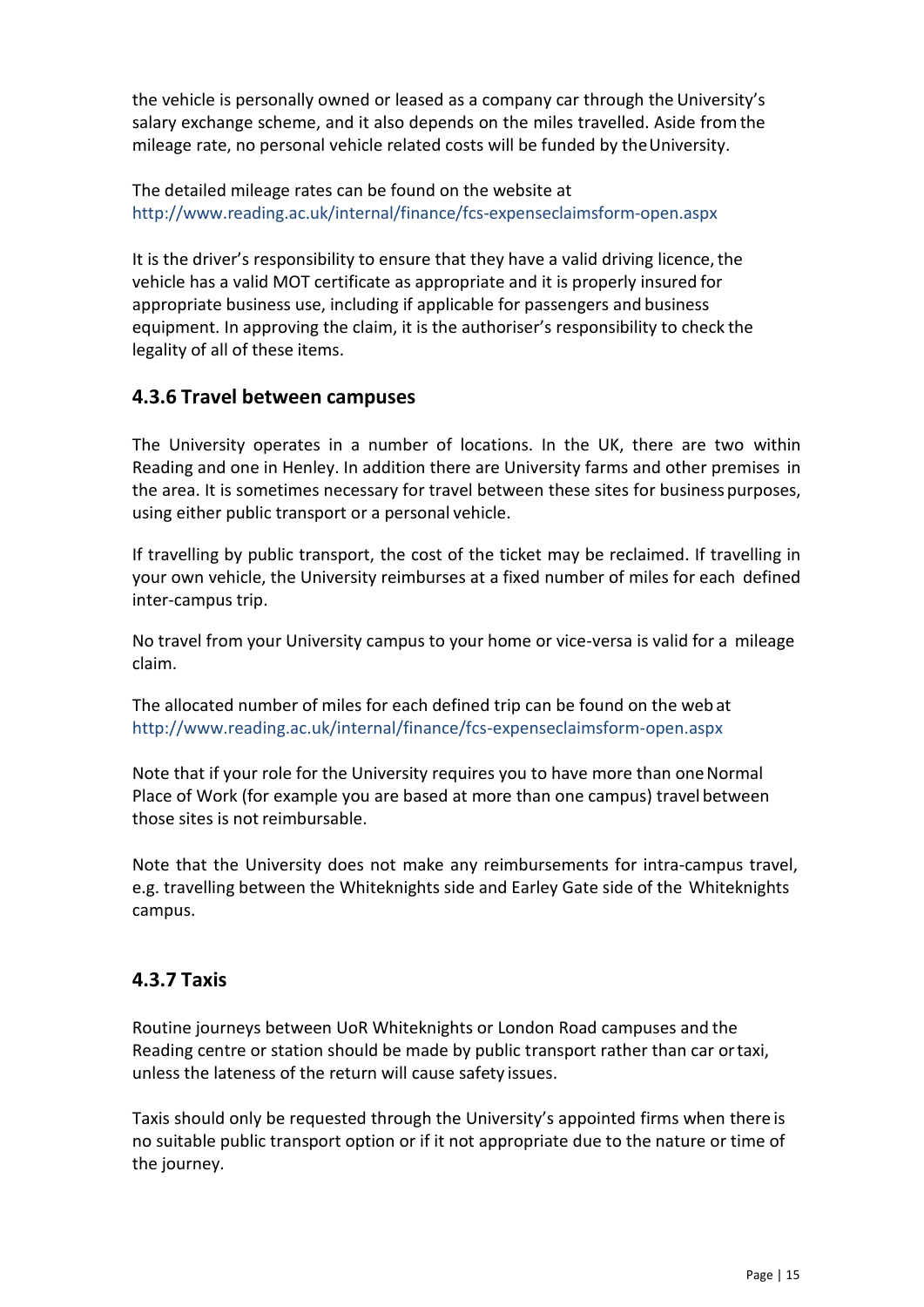the vehicle is personally owned or leased as a company car through the University's salary exchange scheme, and it also depends on the miles travelled. Aside from the mileage rate, no personal vehicle related costs will be funded by the University.

The detailed mileage rates can be found on the website at http://www.reading.ac.uk/internal/finance/fcs-expenseclaimsform-open.aspx

It is the driver's responsibility to ensure that they have a valid driving licence, the vehicle has a valid MOT certificate as appropriate and it is properly insured for appropriate business use, including if applicable for passengers and business equipment. In approving the claim, it is the authoriser's responsibility to check the legality of all of these items.

### 4.3.6 Travel between campuses

The University operates in a number of locations. In the UK, there are two within Reading and one in Henley. In addition there are University farms and other premises in the area. It is sometimes necessary for travel between these sites for business purposes, using either public transport or a personal vehicle.

If travelling by public transport, the cost of the ticket may be reclaimed. If travelling in your own vehicle, the University reimburses at a fixed number of miles for each defined inter-campus trip.

No travel from your University campus to your home or vice-versa is valid for a mileage claim.

The allocated number of miles for each defined trip can be found on the web at http://www.reading.ac.uk/internal/finance/fcs-expenseclaimsform-open.aspx

Note that if your role for the University requires you to have more than one Normal Place of Work (for example you are based at more than one campus) travel between those sites is not reimbursable.

Note that the University does not make any reimbursements for intra-campus travel, e.g. travelling between the Whiteknights side and Earley Gate side of the Whiteknights campus.

### 4.3.7 Taxis

Routine journeys between UoR Whiteknights or London Road campuses and the Reading centre or station should be made by public transport rather than car or taxi, unless the lateness of the return will cause safety issues.

Taxis should only be requested through the University's appointed firms when there is no suitable public transport option or if it not appropriate due to the nature or time of the journey.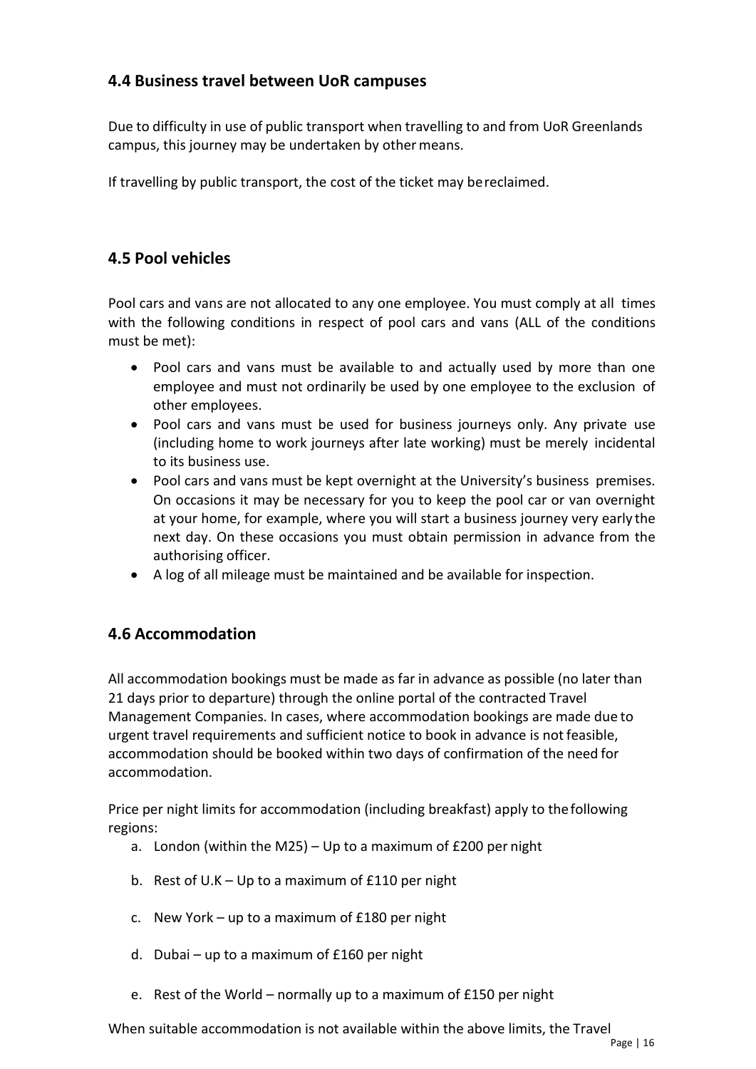## 4.4 Business travel between UoR campuses

Due to difficulty in use of public transport when travelling to and from UoR Greenlands campus, this journey may be undertaken by other means.

If travelling by public transport, the cost of the ticket may be reclaimed.

## 4.5 Pool vehicles

Pool cars and vans are not allocated to any one employee. You must comply at all times with the following conditions in respect of pool cars and vans (ALL of the conditions must be met):

- Pool cars and vans must be available to and actually used by more than one employee and must not ordinarily be used by one employee to the exclusion of other employees.
- Pool cars and vans must be used for business journeys only. Any private use (including home to work journeys after late working) must be merely incidental to its business use.
- Pool cars and vans must be kept overnight at the University's business premises. On occasions it may be necessary for you to keep the pool car or van overnight at your home, for example, where you will start a business journey very early the next day. On these occasions you must obtain permission in advance from the authorising officer.
- A log of all mileage must be maintained and be available for inspection.

## 4.6 Accommodation

All accommodation bookings must be made as far in advance as possible (no later than 21 days prior to departure) through the online portal of the contracted Travel Management Companies. In cases, where accommodation bookings are made due to urgent travel requirements and sufficient notice to book in advance is not feasible, accommodation should be booked within two days of confirmation of the need for accommodation.

Price per night limits for accommodation (including breakfast) apply to the following regions:

a. London (within the M25) – Up to a maximum of £200 per night

b. Rest of U.K – Up to a maximum of £110 per night

c. New York – up to a maximum of £180 per night

d. Dubai – up to a maximum of £160 per night

e. Rest of the World – normally up to a maximum of £150 per night

When suitable accommodation is not available within the above limits, the Travel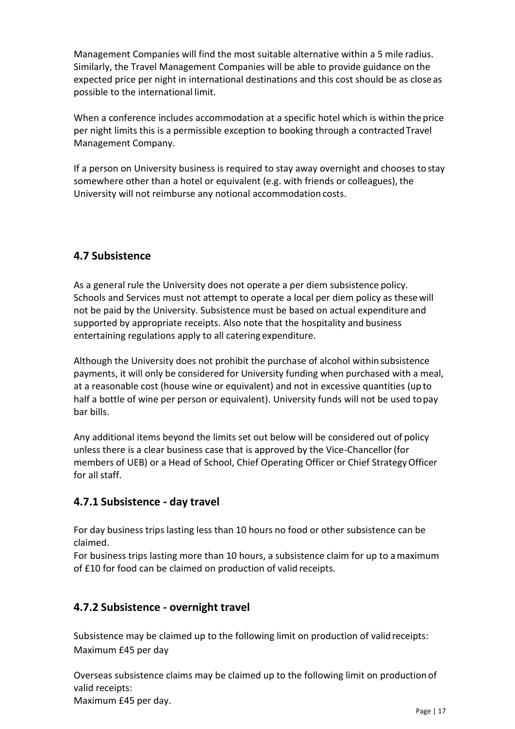Management Companies will find the most suitable alternative within a 5 mile radius. Similarly, the Travel Management Companies will be able to provide guidance on the expected price per night in international destinations and this cost should be as close as possible to the international limit.

When a conference includes accommodation at a specific hotel which is within the price per night limits this is a permissible exception to booking through a contracted Travel Management Company.

If a person on University business is required to stay away overnight and chooses to stay somewhere other than a hotel or equivalent (e.g. with friends or colleagues), the University will not reimburse any notional accommodation costs.

### 4.7 Subsistence

As a general rule the University does not operate a per diem subsistence policy. Schools and Services must not attempt to operate a local per diem policy as these will not be paid by the University. Subsistence must be based on actual expenditure and supported by appropriate receipts. Also note that the hospitality and business entertaining regulations apply to all catering expenditure.

Although the University does not prohibit the purchase of alcohol within subsistence payments, it will only be considered for University funding when purchased with a meal, at a reasonable cost (house wine or equivalent) and not in excessive quantities (up to half a bottle of wine per person or equivalent). University funds will not be used to pay bar bills.

Any additional items beyond the limits set out below will be considered out of policy unless there is a clear business case that is approved by the Vice-Chancellor (for members of UEB) or a Head of School, Chief Operating Officer or Chief Strategy Officer for all staff.

#### 4.7.1 Subsistence - day travel

For day business trips lasting less than 10 hours no food or other subsistence can be claimed.
For business trips lasting more than 10 hours, a subsistence claim for up to a maximum of £10 for food can be claimed on production of valid receipts.

#### 4.7.2 Subsistence - overnight travel

Subsistence may be claimed up to the following limit on production of valid receipts:
Maximum £45 per day

Overseas subsistence claims may be claimed up to the following limit on production of valid receipts:
Maximum £45 per day.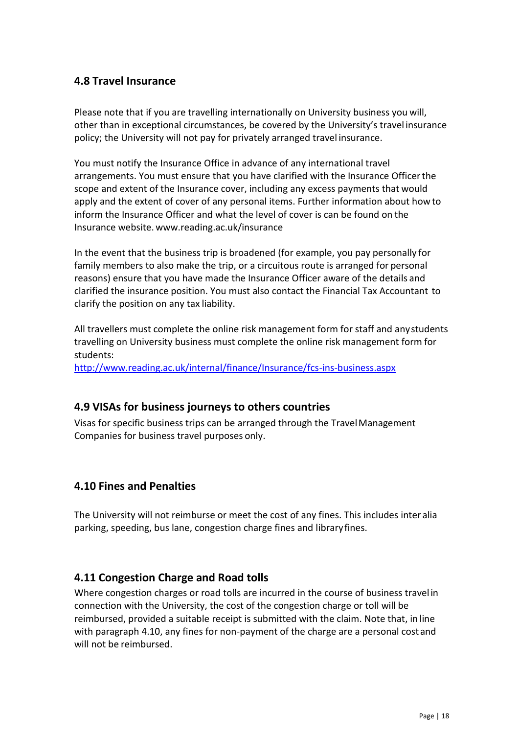### 4.8 Travel Insurance

Please note that if you are travelling internationally on University business you will, other than in exceptional circumstances, be covered by the University's travel insurance policy; the University will not pay for privately arranged travel insurance.

You must notify the Insurance Office in advance of any international travel arrangements. You must ensure that you have clarified with the Insurance Officer the scope and extent of the Insurance cover, including any excess payments that would apply and the extent of cover of any personal items. Further information about how to inform the Insurance Officer and what the level of cover is can be found on the Insurance website. www.reading.ac.uk/insurance

In the event that the business trip is broadened (for example, you pay personally for family members to also make the trip, or a circuitous route is arranged for personal reasons) ensure that you have made the Insurance Officer aware of the details and clarified the insurance position. You must also contact the Financial Tax Accountant to clarify the position on any tax liability.

All travellers must complete the online risk management form for staff and any students travelling on University business must complete the online risk management form for students:
http://www.reading.ac.uk/internal/finance/Insurance/fcs-ins-business.aspx

### 4.9 VISAs for business journeys to others countries

Visas for specific business trips can be arranged through the Travel Management Companies for business travel purposes only.

### 4.10 Fines and Penalties

The University will not reimburse or meet the cost of any fines. This includes inter alia parking, speeding, bus lane, congestion charge fines and library fines.

### 4.11 Congestion Charge and Road tolls

Where congestion charges or road tolls are incurred in the course of business travel in connection with the University, the cost of the congestion charge or toll will be reimbursed, provided a suitable receipt is submitted with the claim. Note that, in line with paragraph 4.10, any fines for non-payment of the charge are a personal cost and will not be reimbursed.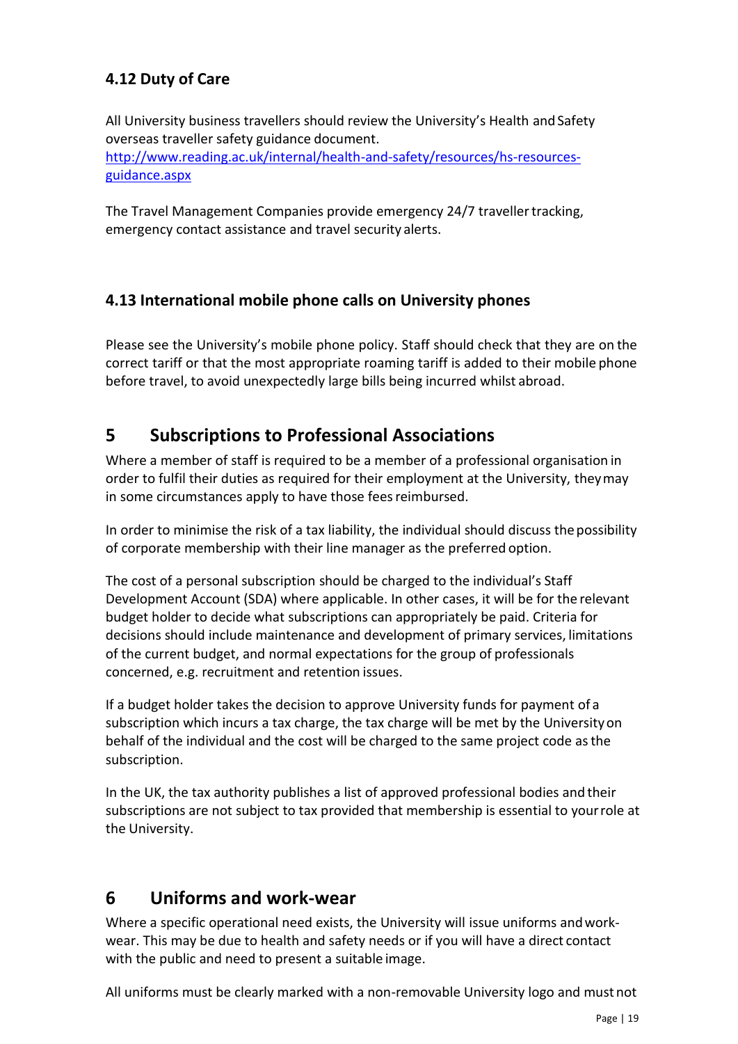### 4.12 Duty of Care

All University business travellers should review the University's Health and Safety overseas traveller safety guidance document.
[http://www.reading.ac.uk/internal/health-and-safety/resources/hs-resources-guidance.aspx](http://www.reading.ac.uk/internal/health-and-safety/resources/hs-resources-guidance.aspx)

The Travel Management Companies provide emergency 24/7 traveller tracking, emergency contact assistance and travel security alerts.

### 4.13 International mobile phone calls on University phones

Please see the University's mobile phone policy. Staff should check that they are on the correct tariff or that the most appropriate roaming tariff is added to their mobile phone before travel, to avoid unexpectedly large bills being incurred whilst abroad.

## 5 Subscriptions to Professional Associations

Where a member of staff is required to be a member of a professional organisation in order to fulfil their duties as required for their employment at the University, they may in some circumstances apply to have those fees reimbursed.

In order to minimise the risk of a tax liability, the individual should discuss the possibility of corporate membership with their line manager as the preferred option.

The cost of a personal subscription should be charged to the individual's Staff Development Account (SDA) where applicable. In other cases, it will be for the relevant budget holder to decide what subscriptions can appropriately be paid. Criteria for decisions should include maintenance and development of primary services, limitations of the current budget, and normal expectations for the group of professionals concerned, e.g. recruitment and retention issues.

If a budget holder takes the decision to approve University funds for payment of a subscription which incurs a tax charge, the tax charge will be met by the University on behalf of the individual and the cost will be charged to the same project code as the subscription.

In the UK, the tax authority publishes a list of approved professional bodies and their subscriptions are not subject to tax provided that membership is essential to your role at the University.

## 6 Uniforms and work-wear

Where a specific operational need exists, the University will issue uniforms and work-wear. This may be due to health and safety needs or if you will have a direct contact with the public and need to present a suitable image.

All uniforms must be clearly marked with a non-removable University logo and must not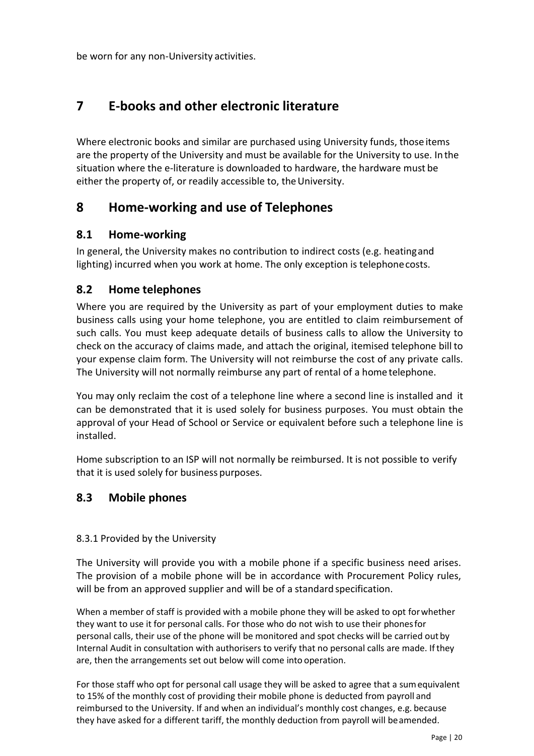be worn for any non-University activities.

# 7 E-books and other electronic literature

Where electronic books and similar are purchased using University funds, those items are the property of the University and must be available for the University to use. In the situation where the e-literature is downloaded to hardware, the hardware must be either the property of, or readily accessible to, the University.

# 8 Home-working and use of Telephones

## 8.1 Home-working

In general, the University makes no contribution to indirect costs (e.g. heating and lighting) incurred when you work at home. The only exception is telephone costs.

## 8.2 Home telephones

Where you are required by the University as part of your employment duties to make business calls using your home telephone, you are entitled to claim reimbursement of such calls. You must keep adequate details of business calls to allow the University to check on the accuracy of claims made, and attach the original, itemised telephone bill to your expense claim form. The University will not reimburse the cost of any private calls. The University will not normally reimburse any part of rental of a home telephone.

You may only reclaim the cost of a telephone line where a second line is installed and it can be demonstrated that it is used solely for business purposes. You must obtain the approval of your Head of School or Service or equivalent before such a telephone line is installed.

Home subscription to an ISP will not normally be reimbursed. It is not possible to verify that it is used solely for business purposes.

## 8.3 Mobile phones

8.3.1 Provided by the University

The University will provide you with a mobile phone if a specific business need arises. The provision of a mobile phone will be in accordance with Procurement Policy rules, will be from an approved supplier and will be of a standard specification.

When a member of staff is provided with a mobile phone they will be asked to opt for whether they want to use it for personal calls. For those who do not wish to use their phones for personal calls, their use of the phone will be monitored and spot checks will be carried out by Internal Audit in consultation with authorisers to verify that no personal calls are made. If they are, then the arrangements set out below will come into operation.

For those staff who opt for personal call usage they will be asked to agree that a sum equivalent to 15% of the monthly cost of providing their mobile phone is deducted from payroll and reimbursed to the University. If and when an individual's monthly cost changes, e.g. because they have asked for a different tariff, the monthly deduction from payroll will be amended.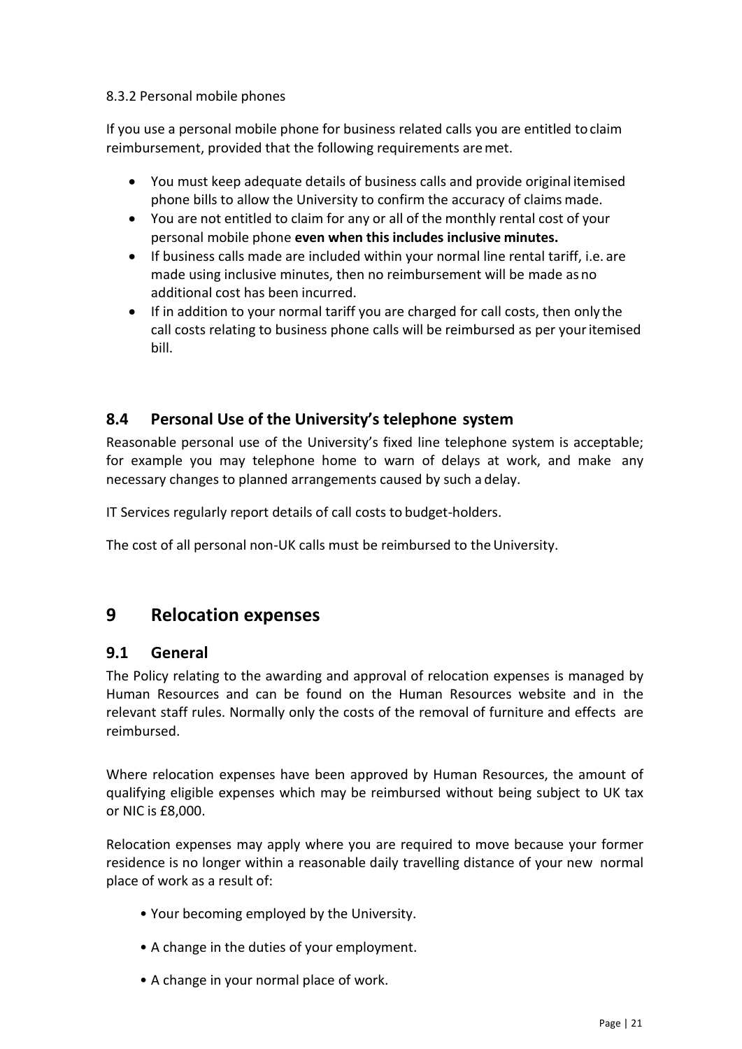#### 8.3.2 Personal mobile phones

If you use a personal mobile phone for business related calls you are entitled to claim reimbursement, provided that the following requirements are met.

- You must keep adequate details of business calls and provide original itemised phone bills to allow the University to confirm the accuracy of claims made.
- You are not entitled to claim for any or all of the monthly rental cost of your personal mobile phone **even when this includes inclusive minutes.**
- If business calls made are included within your normal line rental tariff, i.e. are made using inclusive minutes, then no reimbursement will be made as no additional cost has been incurred.
- If in addition to your normal tariff you are charged for call costs, then only the call costs relating to business phone calls will be reimbursed as per your itemised bill.

### 8.4 Personal Use of the University's telephone system

Reasonable personal use of the University's fixed line telephone system is acceptable; for example you may telephone home to warn of delays at work, and make any necessary changes to planned arrangements caused by such a delay.

IT Services regularly report details of call costs to budget-holders.

The cost of all personal non-UK calls must be reimbursed to the University.

## 9 Relocation expenses

### 9.1 General

The Policy relating to the awarding and approval of relocation expenses is managed by Human Resources and can be found on the Human Resources website and in the relevant staff rules. Normally only the costs of the removal of furniture and effects are reimbursed.

Where relocation expenses have been approved by Human Resources, the amount of qualifying eligible expenses which may be reimbursed without being subject to UK tax or NIC is £8,000.

Relocation expenses may apply where you are required to move because your former residence is no longer within a reasonable daily travelling distance of your new normal place of work as a result of:

- Your becoming employed by the University.
- A change in the duties of your employment.
- A change in your normal place of work.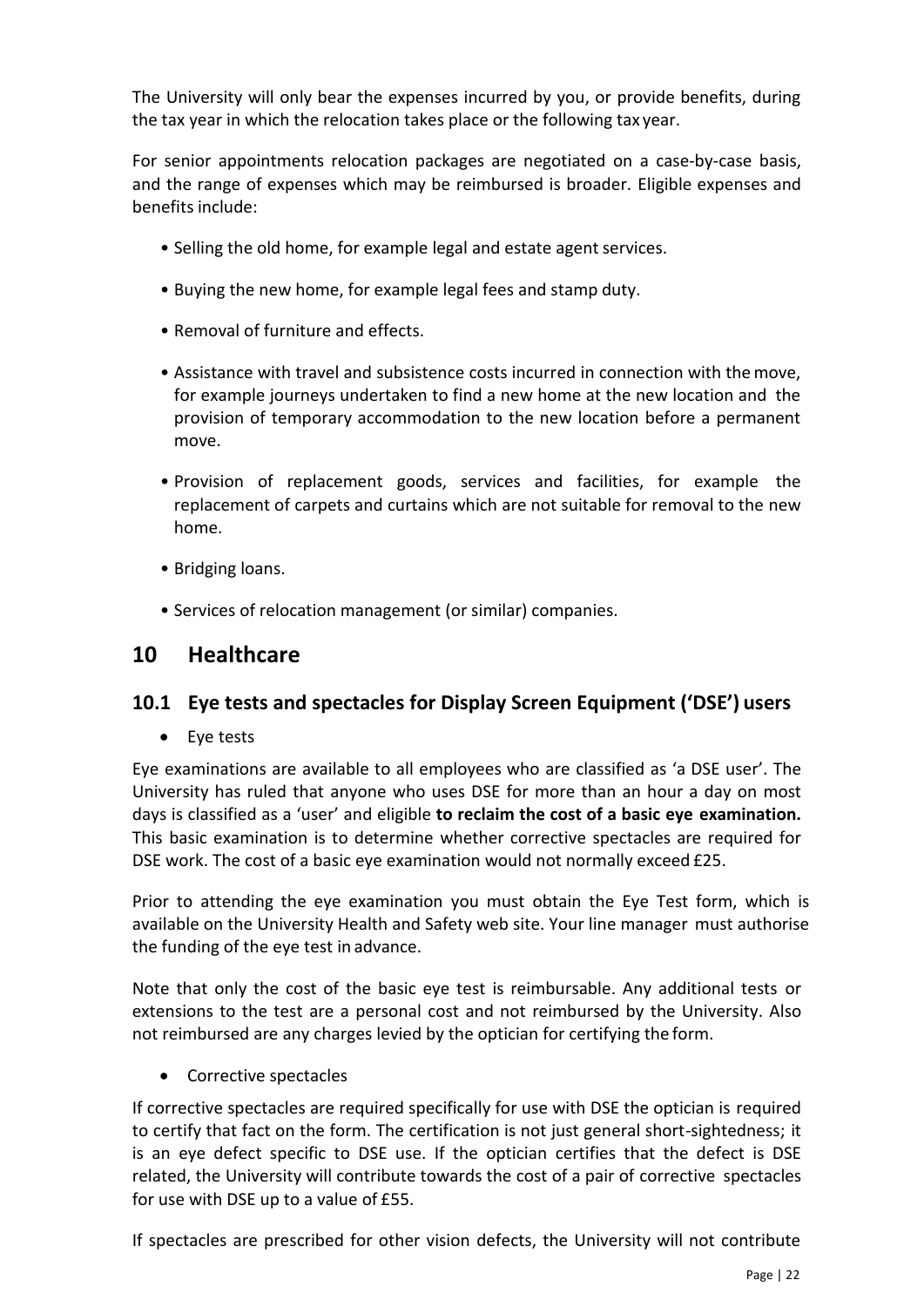The University will only bear the expenses incurred by you, or provide benefits, during the tax year in which the relocation takes place or the following tax year.

For senior appointments relocation packages are negotiated on a case-by-case basis, and the range of expenses which may be reimbursed is broader. Eligible expenses and benefits include:

- Selling the old home, for example legal and estate agent services.
- Buying the new home, for example legal fees and stamp duty.
- Removal of furniture and effects.
- Assistance with travel and subsistence costs incurred in connection with the move, for example journeys undertaken to find a new home at the new location and the provision of temporary accommodation to the new location before a permanent move.
- Provision of replacement goods, services and facilities, for example the replacement of carpets and curtains which are not suitable for removal to the new home.
- Bridging loans.
- Services of relocation management (or similar) companies.

# 10 Healthcare

## 10.1 Eye tests and spectacles for Display Screen Equipment ('DSE') users

- Eye tests

Eye examinations are available to all employees who are classified as 'a DSE user'. The University has ruled that anyone who uses DSE for more than an hour a day on most days is classified as a 'user' and eligible **to reclaim the cost of a basic eye examination.** This basic examination is to determine whether corrective spectacles are required for DSE work. The cost of a basic eye examination would not normally exceed £25.

Prior to attending the eye examination you must obtain the Eye Test form, which is available on the University Health and Safety web site. Your line manager must authorise the funding of the eye test in advance.

Note that only the cost of the basic eye test is reimbursable. Any additional tests or extensions to the test are a personal cost and not reimbursed by the University. Also not reimbursed are any charges levied by the optician for certifying the form.

- Corrective spectacles

If corrective spectacles are required specifically for use with DSE the optician is required to certify that fact on the form. The certification is not just general short-sightedness; it is an eye defect specific to DSE use. If the optician certifies that the defect is DSE related, the University will contribute towards the cost of a pair of corrective spectacles for use with DSE up to a value of £55.

If spectacles are prescribed for other vision defects, the University will not contribute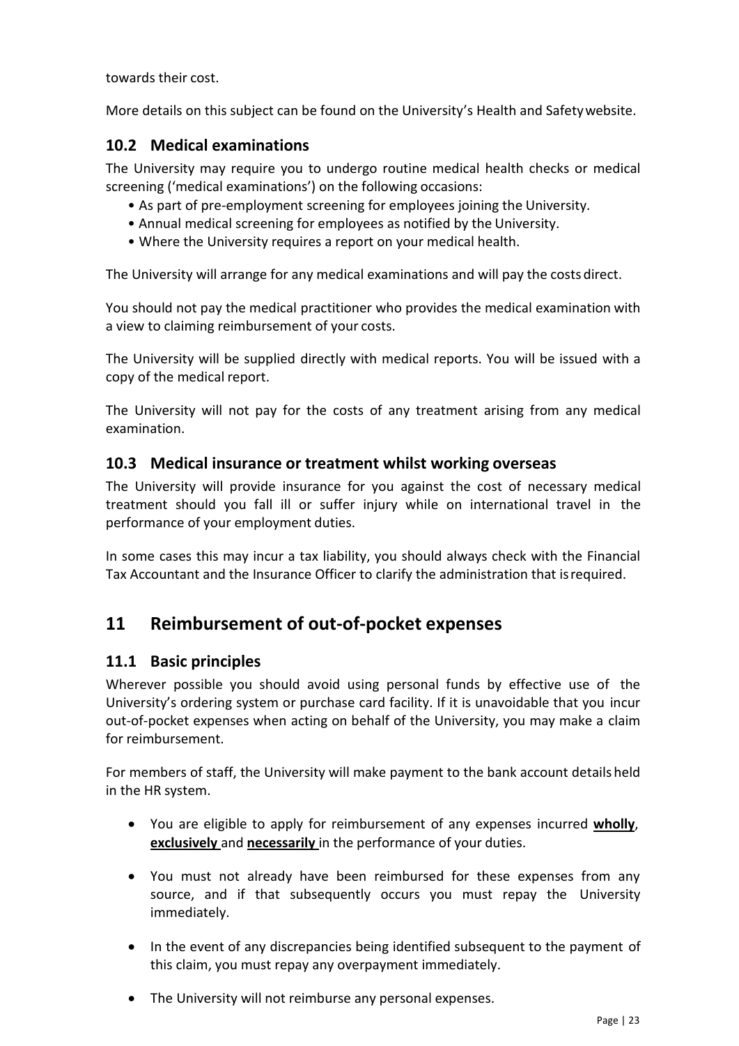towards their cost.

More details on this subject can be found on the University's Health and Safety website.

### 10.2 Medical examinations

The University may require you to undergo routine medical health checks or medical screening ('medical examinations') on the following occasions:

- As part of pre-employment screening for employees joining the University.
- Annual medical screening for employees as notified by the University.
- Where the University requires a report on your medical health.

The University will arrange for any medical examinations and will pay the costs direct.

You should not pay the medical practitioner who provides the medical examination with a view to claiming reimbursement of your costs.

The University will be supplied directly with medical reports. You will be issued with a copy of the medical report.

The University will not pay for the costs of any treatment arising from any medical examination.

### 10.3 Medical insurance or treatment whilst working overseas

The University will provide insurance for you against the cost of necessary medical treatment should you fall ill or suffer injury while on international travel in the performance of your employment duties.

In some cases this may incur a tax liability, you should always check with the Financial Tax Accountant and the Insurance Officer to clarify the administration that is required.

## 11 Reimbursement of out-of-pocket expenses

### 11.1 Basic principles

Wherever possible you should avoid using personal funds by effective use of the University's ordering system or purchase card facility. If it is unavoidable that you incur out-of-pocket expenses when acting on behalf of the University, you may make a claim for reimbursement.

For members of staff, the University will make payment to the bank account details held in the HR system.

- You are eligible to apply for reimbursement of any expenses incurred **wholly**, **exclusively** and **necessarily** in the performance of your duties.
- You must not already have been reimbursed for these expenses from any source, and if that subsequently occurs you must repay the University immediately.
- In the event of any discrepancies being identified subsequent to the payment of this claim, you must repay any overpayment immediately.
- The University will not reimburse any personal expenses.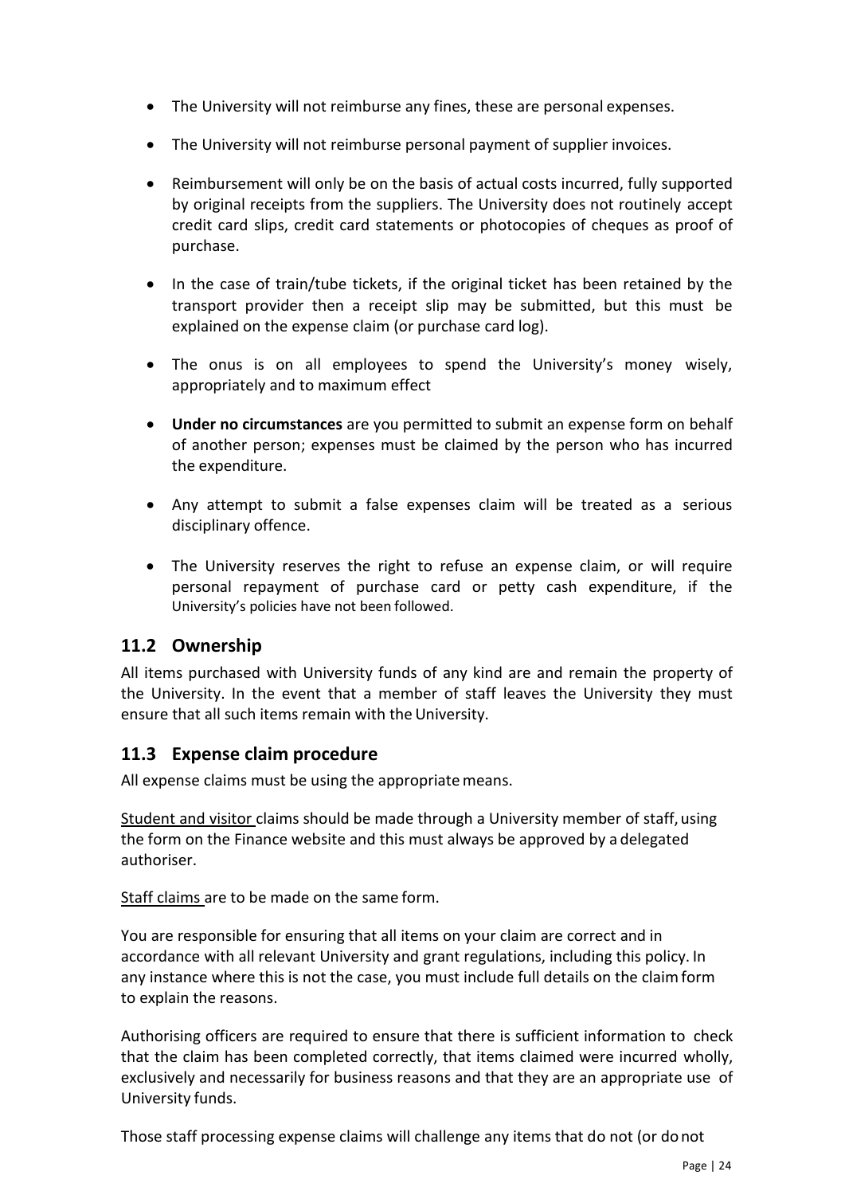- The University will not reimburse any fines, these are personal expenses.
- The University will not reimburse personal payment of supplier invoices.
- Reimbursement will only be on the basis of actual costs incurred, fully supported by original receipts from the suppliers. The University does not routinely accept credit card slips, credit card statements or photocopies of cheques as proof of purchase.
- In the case of train/tube tickets, if the original ticket has been retained by the transport provider then a receipt slip may be submitted, but this must be explained on the expense claim (or purchase card log).
- The onus is on all employees to spend the University's money wisely, appropriately and to maximum effect
- **Under no circumstances** are you permitted to submit an expense form on behalf of another person; expenses must be claimed by the person who has incurred the expenditure.
- Any attempt to submit a false expenses claim will be treated as a serious disciplinary offence.
- The University reserves the right to refuse an expense claim, or will require personal repayment of purchase card or petty cash expenditure, if the University's policies have not been followed.

## 11.2 Ownership

All items purchased with University funds of any kind are and remain the property of the University. In the event that a member of staff leaves the University they must ensure that all such items remain with the University.

## 11.3 Expense claim procedure

All expense claims must be using the appropriate means.

Student and visitor claims should be made through a University member of staff, using the form on the Finance website and this must always be approved by a delegated authoriser.

Staff claims are to be made on the same form.

You are responsible for ensuring that all items on your claim are correct and in accordance with all relevant University and grant regulations, including this policy. In any instance where this is not the case, you must include full details on the claim form to explain the reasons.

Authorising officers are required to ensure that there is sufficient information to check that the claim has been completed correctly, that items claimed were incurred wholly, exclusively and necessarily for business reasons and that they are an appropriate use of University funds.

Those staff processing expense claims will challenge any items that do not (or do not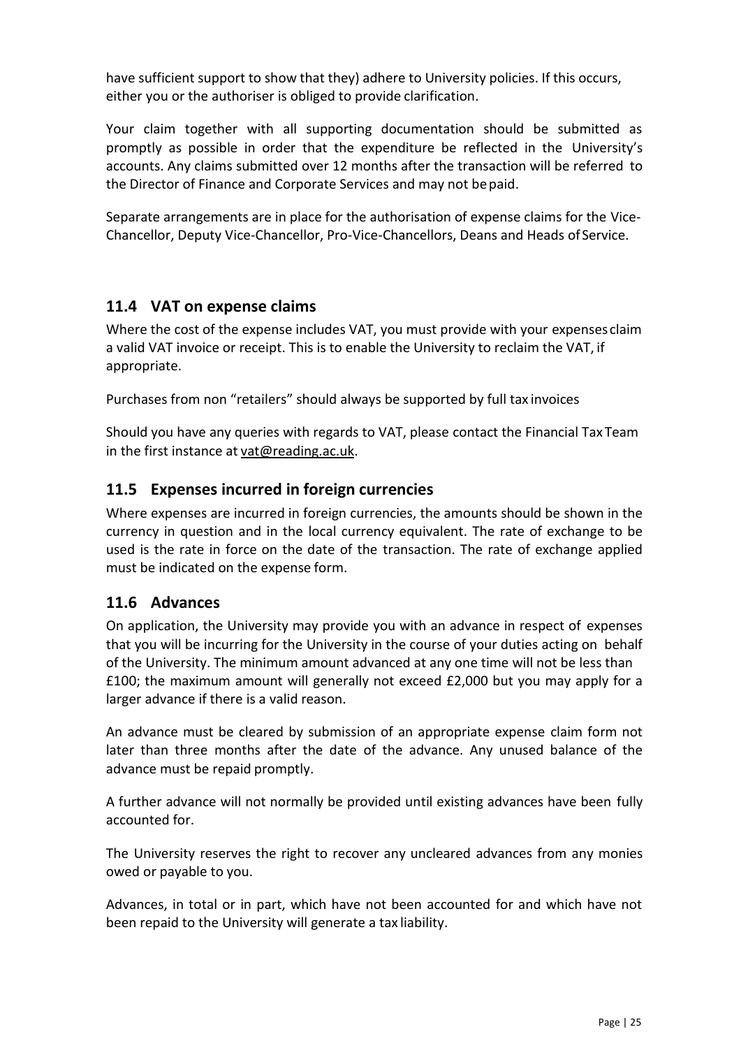have sufficient support to show that they) adhere to University policies. If this occurs, either you or the authoriser is obliged to provide clarification.

Your claim together with all supporting documentation should be submitted as promptly as possible in order that the expenditure be reflected in the University's accounts. Any claims submitted over 12 months after the transaction will be referred to the Director of Finance and Corporate Services and may not be paid.

Separate arrangements are in place for the authorisation of expense claims for the Vice-Chancellor, Deputy Vice-Chancellor, Pro-Vice-Chancellors, Deans and Heads of Service.

## 11.4 VAT on expense claims

Where the cost of the expense includes VAT, you must provide with your expenses claim a valid VAT invoice or receipt. This is to enable the University to reclaim the VAT, if appropriate.

Purchases from non "retailers" should always be supported by full tax invoices

Should you have any queries with regards to VAT, please contact the Financial Tax Team in the first instance at vat@reading.ac.uk.

## 11.5 Expenses incurred in foreign currencies

Where expenses are incurred in foreign currencies, the amounts should be shown in the currency in question and in the local currency equivalent. The rate of exchange to be used is the rate in force on the date of the transaction. The rate of exchange applied must be indicated on the expense form.

## 11.6 Advances

On application, the University may provide you with an advance in respect of expenses that you will be incurring for the University in the course of your duties acting on behalf of the University. The minimum amount advanced at any one time will not be less than £100; the maximum amount will generally not exceed £2,000 but you may apply for a larger advance if there is a valid reason.

An advance must be cleared by submission of an appropriate expense claim form not later than three months after the date of the advance. Any unused balance of the advance must be repaid promptly.

A further advance will not normally be provided until existing advances have been fully accounted for.

The University reserves the right to recover any uncleared advances from any monies owed or payable to you.

Advances, in total or in part, which have not been accounted for and which have not been repaid to the University will generate a tax liability.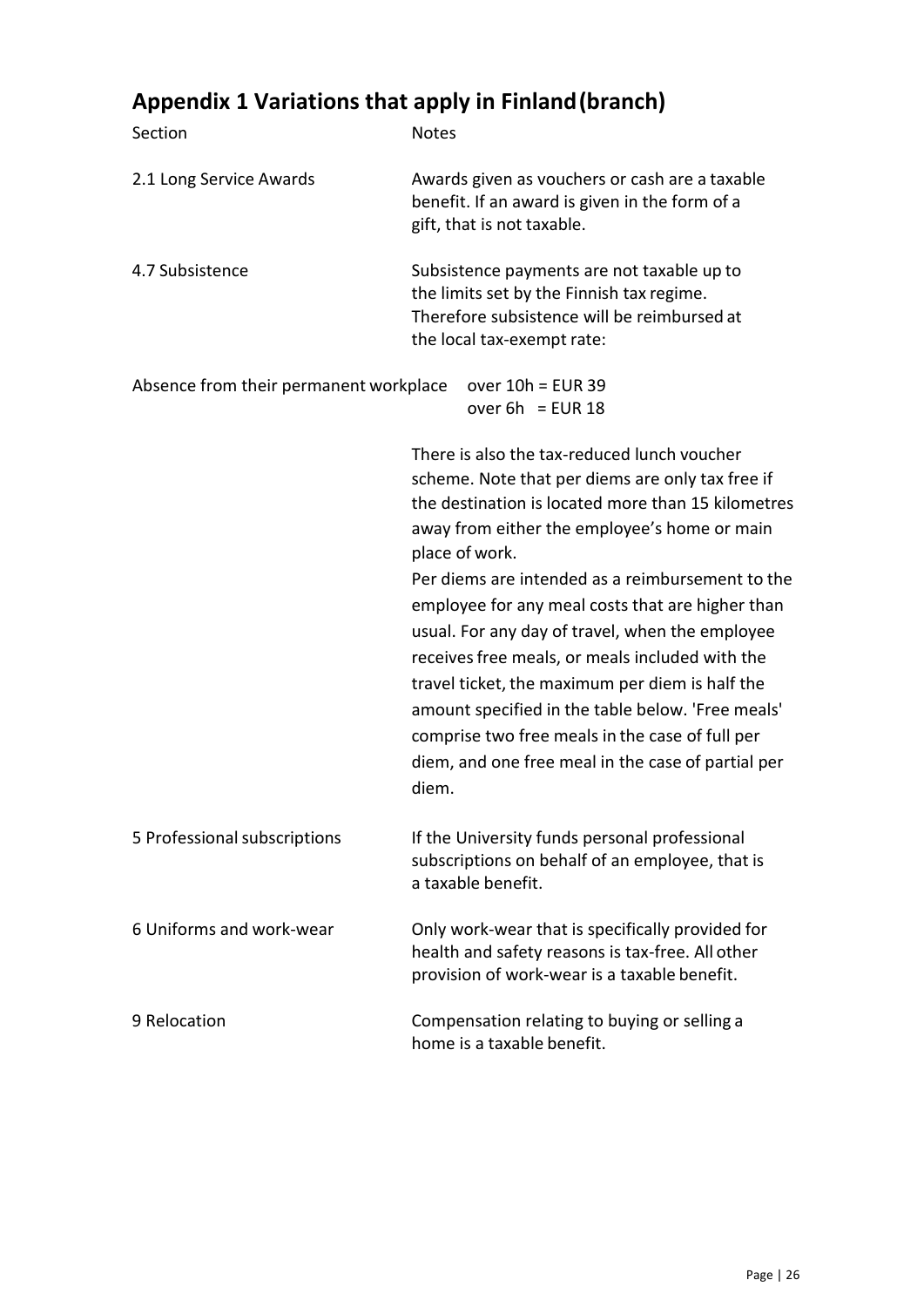## Appendix 1 Variations that apply in Finland (branch)

| Section | Notes |
| --- | --- |
| 2.1 Long Service Awards | Awards given as vouchers or cash are a taxable benefit. If an award is given in the form of a gift, that is not taxable. |
| 4.7 Subsistence | Subsistence payments are not taxable up to the limits set by the Finnish tax regime. Therefore subsistence will be reimbursed at the local tax-exempt rate: |
| Absence from their permanent workplace | over 10h = EUR 39<br>over 6h = EUR 18 |
| | There is also the tax-reduced lunch voucher scheme. Note that per diems are only tax free if the destination is located more than 15 kilometres away from either the employee's home or main place of work.<br>Per diems are intended as a reimbursement to the employee for any meal costs that are higher than usual. For any day of travel, when the employee receives free meals, or meals included with the travel ticket, the maximum per diem is half the amount specified in the table below. 'Free meals' comprise two free meals in the case of full per diem, and one free meal in the case of partial per diem. |
| 5 Professional subscriptions | If the University funds personal professional subscriptions on behalf of an employee, that is a taxable benefit. |
| 6 Uniforms and work-wear | Only work-wear that is specifically provided for health and safety reasons is tax-free. All other provision of work-wear is a taxable benefit. |
| 9 Relocation | Compensation relating to buying or selling a home is a taxable benefit. |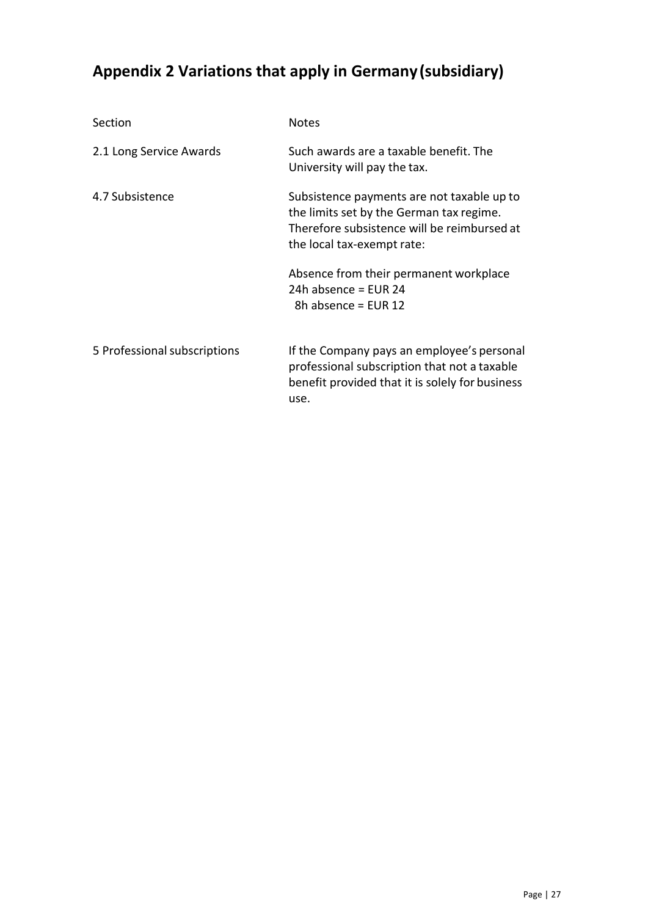## Appendix 2 Variations that apply in Germany (subsidiary)

| Section | Notes |
|---|---|
| 2.1 Long Service Awards | Such awards are a taxable benefit. The University will pay the tax. |
| 4.7 Subsistence | Subsistence payments are not taxable up to the limits set by the German tax regime. Therefore subsistence will be reimbursed at the local tax-exempt rate:<br><br>Absence from their permanent workplace<br>24h absence = EUR 24<br>8h absence = EUR 12 |
| 5 Professional subscriptions | If the Company pays an employee's personal professional subscription that not a taxable benefit provided that it is solely for business use. |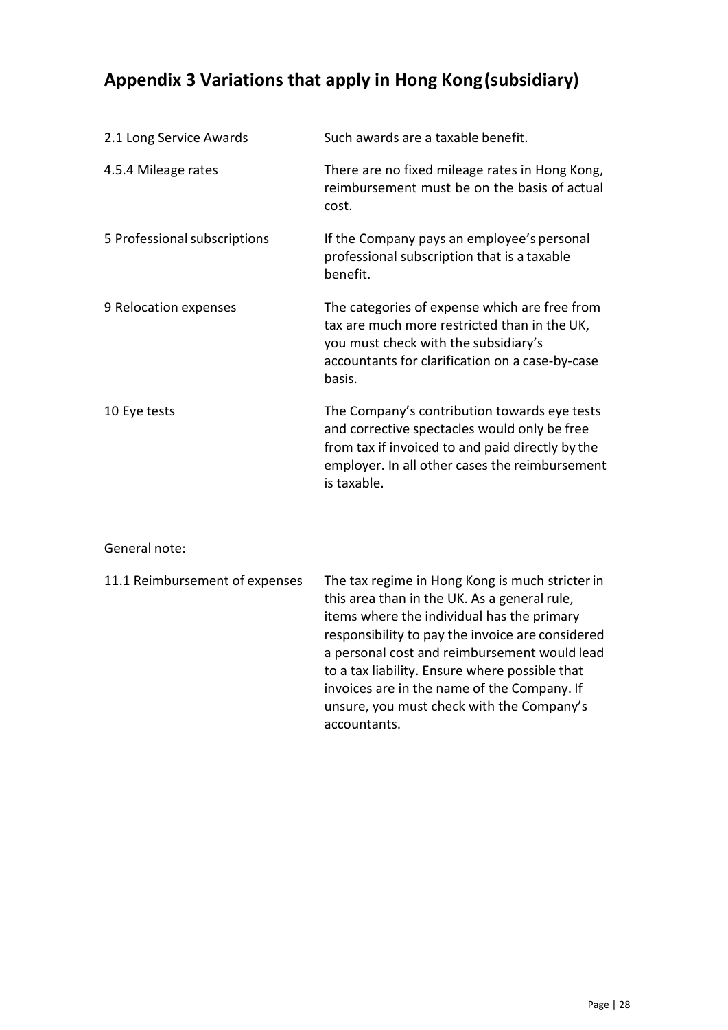# Appendix 3 Variations that apply in Hong Kong (subsidiary)

| | |
|---|---|
| 2.1 Long Service Awards | Such awards are a taxable benefit. |
| 4.5.4 Mileage rates | There are no fixed mileage rates in Hong Kong, reimbursement must be on the basis of actual cost. |
| 5 Professional subscriptions | If the Company pays an employee's personal professional subscription that is a taxable benefit. |
| 9 Relocation expenses | The categories of expense which are free from tax are much more restricted than in the UK, you must check with the subsidiary's accountants for clarification on a case-by-case basis. |
| 10 Eye tests | The Company's contribution towards eye tests and corrective spectacles would only be free from tax if invoiced to and paid directly by the employer. In all other cases the reimbursement is taxable. |

General note:

| | |
|---|---|
| 11.1 Reimbursement of expenses | The tax regime in Hong Kong is much stricter in this area than in the UK. As a general rule, items where the individual has the primary responsibility to pay the invoice are considered a personal cost and reimbursement would lead to a tax liability. Ensure where possible that invoices are in the name of the Company. If unsure, you must check with the Company's accountants. |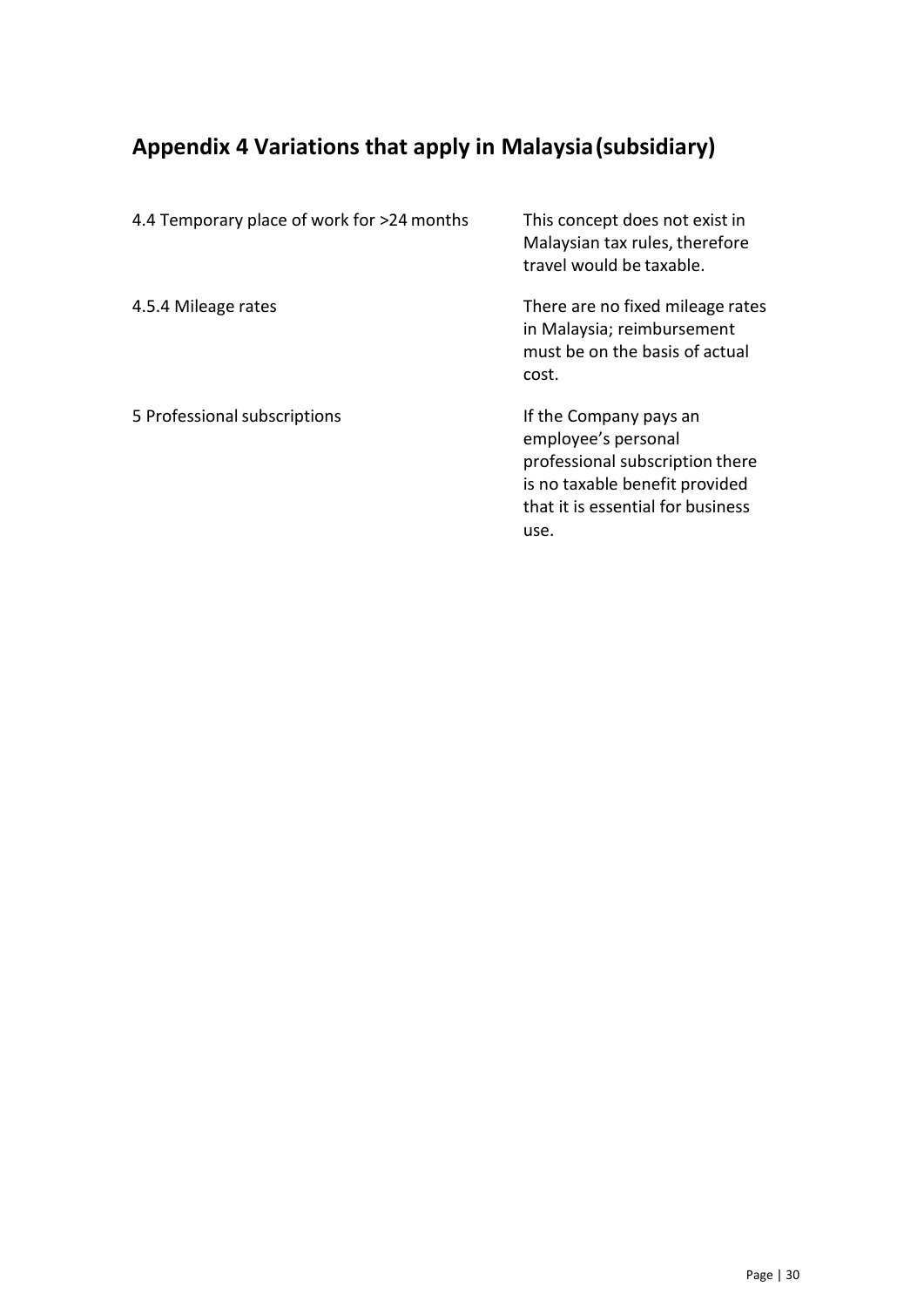# Appendix 4 Variations that apply in Malaysia (subsidiary)

| | |
|---|---|
| 4.4 Temporary place of work for >24 months | This concept does not exist in Malaysian tax rules, therefore travel would be taxable. |
| 4.5.4 Mileage rates | There are no fixed mileage rates in Malaysia; reimbursement must be on the basis of actual cost. |
| 5 Professional subscriptions | If the Company pays an employee's personal professional subscription there is no taxable benefit provided that it is essential for business use. |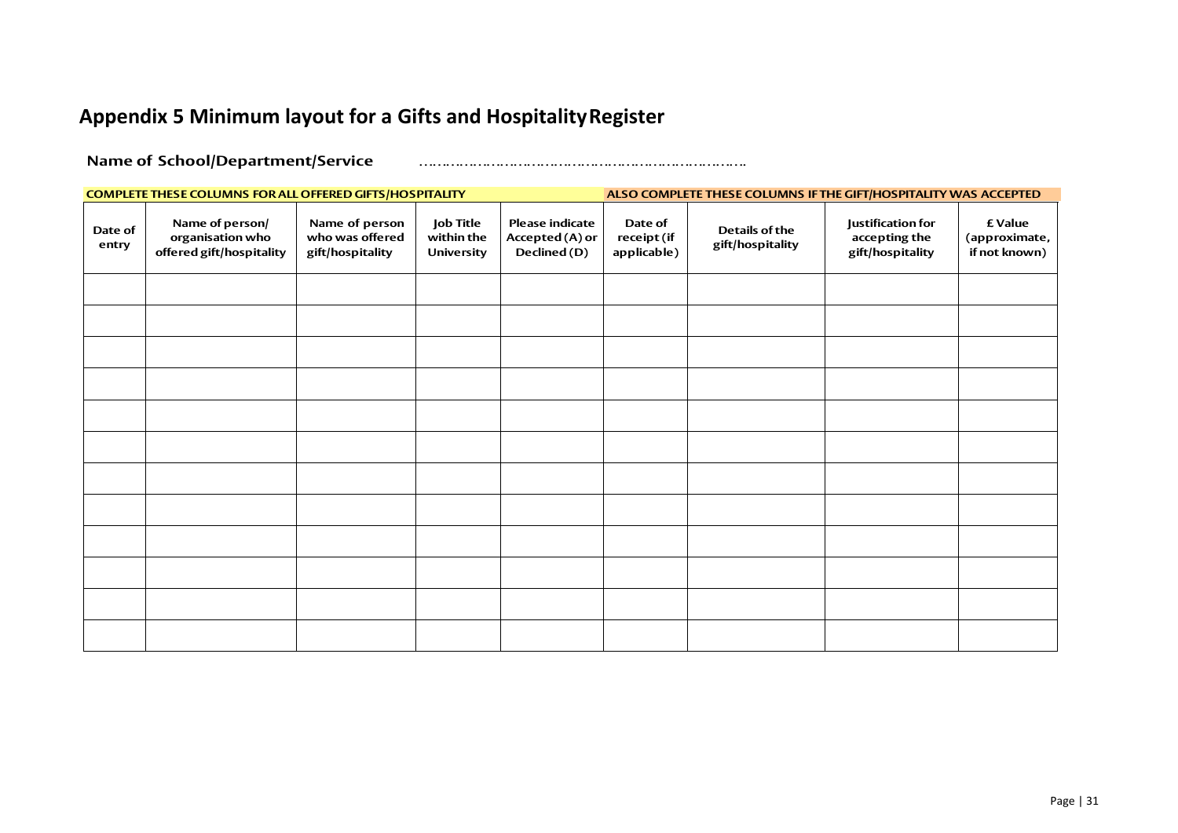## Appendix 5 Minimum layout for a Gifts and Hospitality Register

**Name of School/Department/Service** ………………………………………………………………….

| COMPLETE THESE COLUMNS FOR ALL OFFERED GIFTS/HOSPITALITY | | | | | ALSO COMPLETE THESE COLUMNS IF THE GIFT/HOSPITALITY WAS ACCEPTED | | | |
|---|---|---|---|---|---|---|---|---|
| **Date of entry** | **Name of person/ organisation who offered gift/hospitality** | **Name of person who was offered gift/hospitality** | **Job Title within the University** | **Please indicate Accepted (A) or Declined (D)** | **Date of receipt (if applicable)** | **Details of the gift/hospitality** | **Justification for accepting the gift/hospitality** | **£ Value (approximate, if not known)** |
| | | | | | | | | |
| | | | | | | | | |
| | | | | | | | | |
| | | | | | | | | |
| | | | | | | | | |
| | | | | | | | | |
| | | | | | | | | |
| | | | | | | | | |
| | | | | | | | | |
| | | | | | | | | |
| | | | | | | | | |
| | | | | | | | | |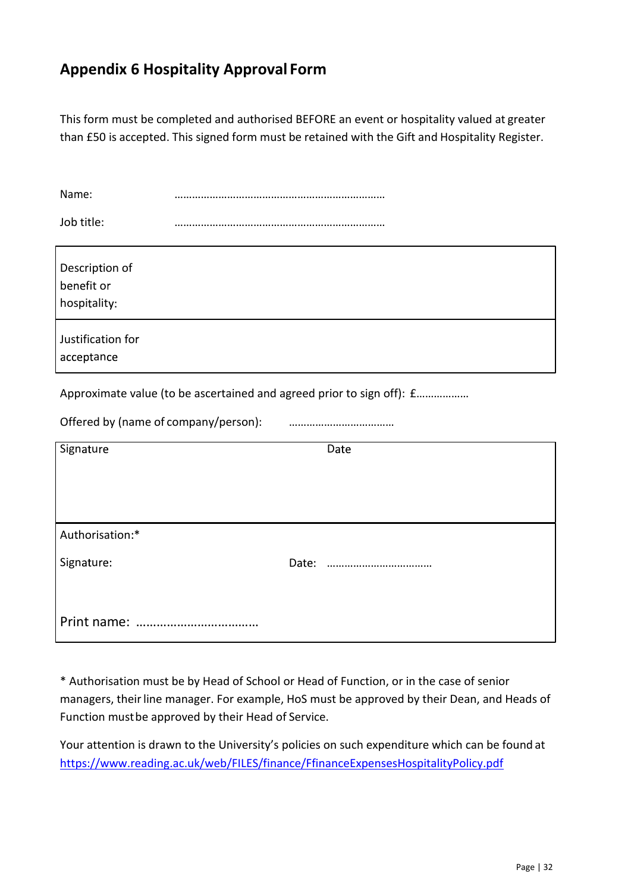## Appendix 6 Hospitality Approval Form

This form must be completed and authorised BEFORE an event or hospitality valued at greater than £50 is accepted. This signed form must be retained with the Gift and Hospitality Register.

Name: ………………………………………………………………

Job title: ………………………………………………………………

| | |
|---|---|
| Description of benefit or hospitality: | |
| Justification for acceptance | |

Approximate value (to be ascertained and agreed prior to sign off): £………………

Offered by (name of company/person): ………………………………

| | |
|---|---|
| Signature | Date |
| Authorisation:* | |
| Signature: | Date: ……………………………… |
| Print name: ……………………………… | |

* Authorisation must be by Head of School or Head of Function, or in the case of senior managers, their line manager. For example, HoS must be approved by their Dean, and Heads of Function must be approved by their Head of Service.

Your attention is drawn to the University's policies on such expenditure which can be found at https://www.reading.ac.uk/web/FILES/finance/FfinanceExpensesHospitalityPolicy.pdf